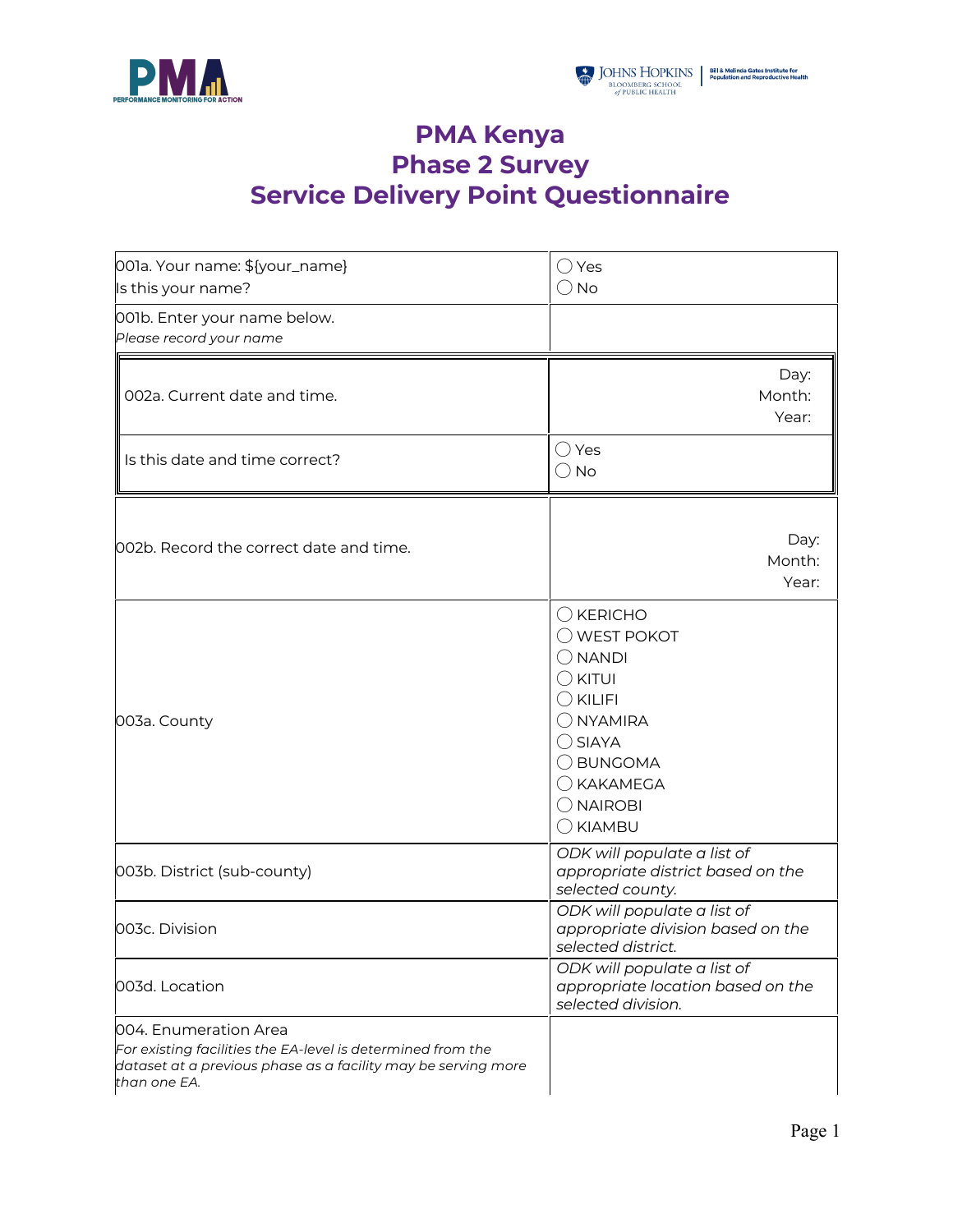# PMA Kenya
# Phase 2 Survey
# Service Delivery Point Questionnaire

| | |
|---|---|
| 001a. Your name: ${your_name}<br>Is this your name? | ◯ Yes<br>◯ No |
| 001b. Enter your name below.<br>*Please record your name* | |
| 002a. Current date and time. | Day:<br>Month:<br>Year: |
| Is this date and time correct? | ◯ Yes<br>◯ No |
| 002b. Record the correct date and time. | Day:<br>Month:<br>Year: |
| 003a. County | ◯ KERICHO<br>◯ WEST POKOT<br>◯ NANDI<br>◯ KITUI<br>◯ KILIFI<br>◯ NYAMIRA<br>◯ SIAYA<br>◯ BUNGOMA<br>◯ KAKAMEGA<br>◯ NAIROBI<br>◯ KIAMBU |
| 003b. District (sub-county) | *ODK will populate a list of appropriate district based on the selected county.* |
| 003c. Division | *ODK will populate a list of appropriate division based on the selected district.* |
| 003d. Location | *ODK will populate a list of appropriate location based on the selected division.* |
| 004. Enumeration Area<br>*For existing facilities the EA-level is determined from the dataset at a previous phase as a facility may be serving more than one EA.* | |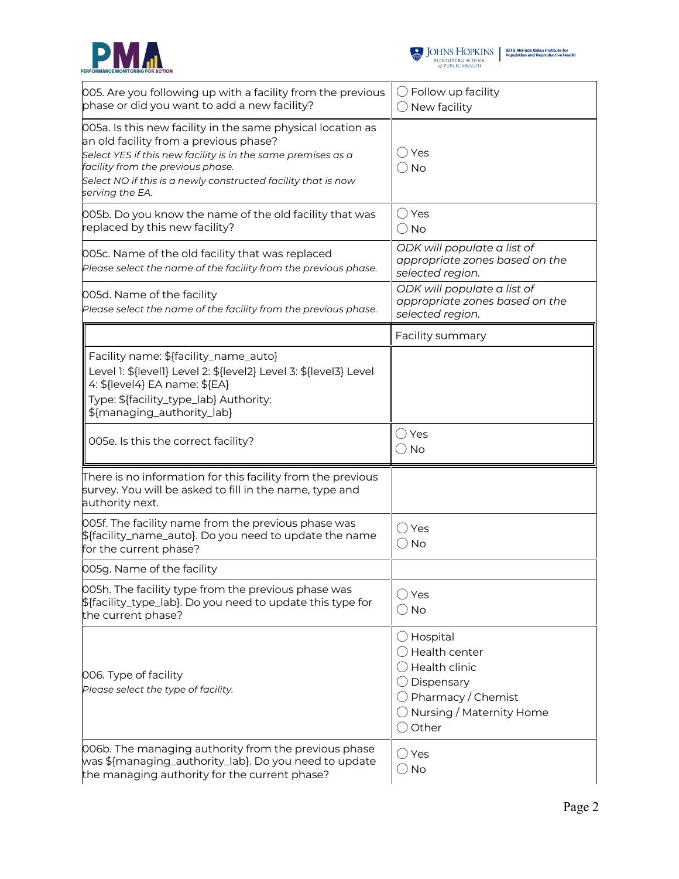| | |
|---|---|
| 005. Are you following up with a facility from the previous phase or did you want to add a new facility? | ◯ Follow up facility<br>◯ New facility |
| 005a. Is this new facility in the same physical location as an old facility from a previous phase?<br>*Select YES if this new facility is in the same premises as a facility from the previous phase.*<br>*Select NO if this is a newly constructed facility that is now serving the EA.* | ◯ Yes<br>◯ No |
| 005b. Do you know the name of the old facility that was replaced by this new facility? | ◯ Yes<br>◯ No |
| 005c. Name of the old facility that was replaced<br>*Please select the name of the facility from the previous phase.* | *ODK will populate a list of appropriate zones based on the selected region.* |
| 005d. Name of the facility<br>*Please select the name of the facility from the previous phase.* | *ODK will populate a list of appropriate zones based on the selected region.* |
| | Facility summary |
| Facility name: ${facility_name_auto}<br>Level 1: ${level1} Level 2: ${level2} Level 3: ${level3} Level 4: ${level4} EA name: ${EA}<br>Type: ${facility_type_lab} Authority: ${managing_authority_lab} | |
| 005e. Is this the correct facility? | ◯ Yes<br>◯ No |
| There is no information for this facility from the previous survey. You will be asked to fill in the name, type and authority next. | |
| 005f. The facility name from the previous phase was ${facility_name_auto}. Do you need to update the name for the current phase? | ◯ Yes<br>◯ No |
| 005g. Name of the facility | |
| 005h. The facility type from the previous phase was ${facility_type_lab}. Do you need to update this type for the current phase? | ◯ Yes<br>◯ No |
| 006. Type of facility<br>*Please select the type of facility.* | ◯ Hospital<br>◯ Health center<br>◯ Health clinic<br>◯ Dispensary<br>◯ Pharmacy / Chemist<br>◯ Nursing / Maternity Home<br>◯ Other |
| 006b. The managing authority from the previous phase was ${managing_authority_lab}. Do you need to update the managing authority for the current phase? | ◯ Yes<br>◯ No |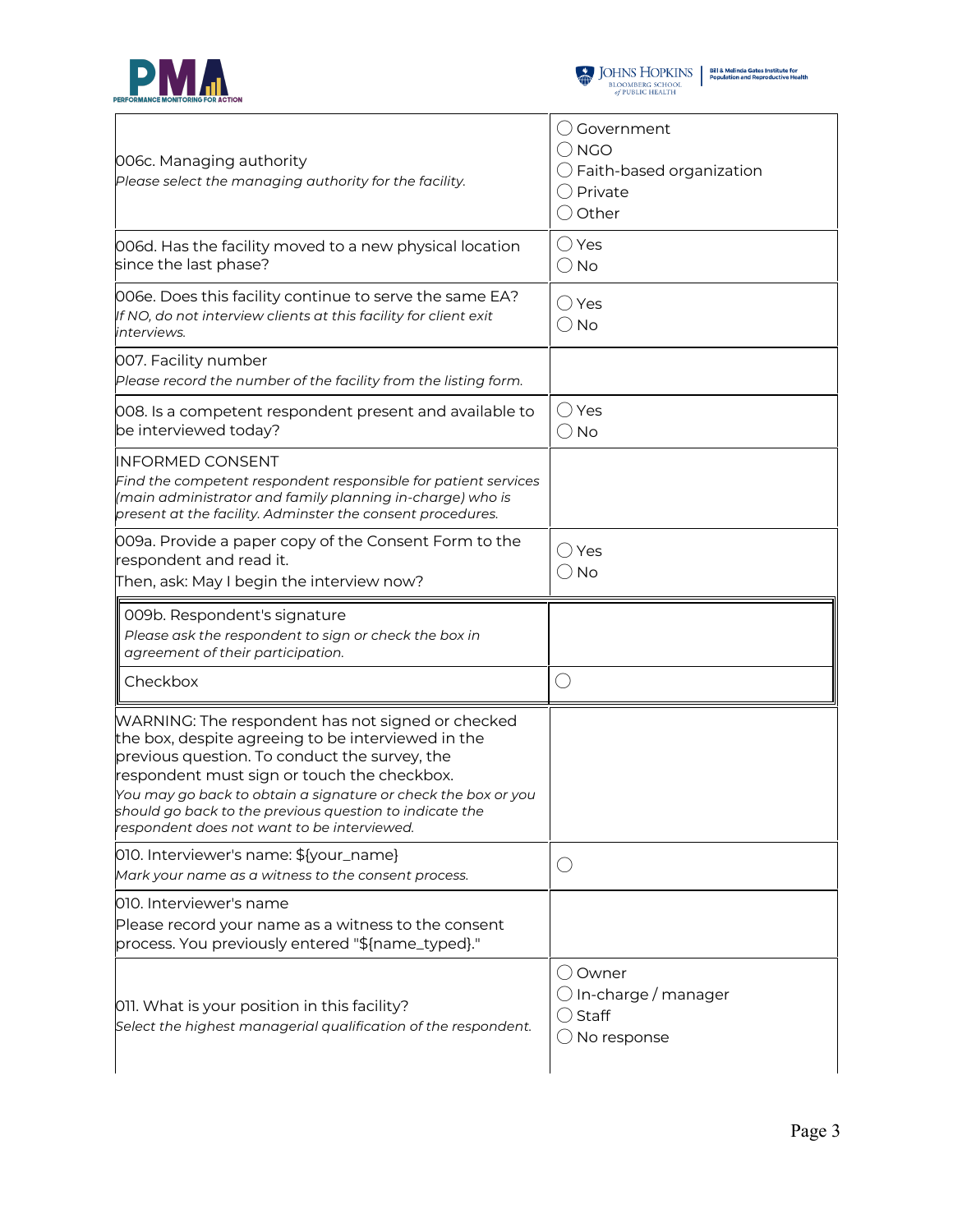| Question | Response |
| --- | --- |
| 006c. Managing authority<br>*Please select the managing authority for the facility.* | ◯ Government<br>◯ NGO<br>◯ Faith-based organization<br>◯ Private<br>◯ Other |
| 006d. Has the facility moved to a new physical location since the last phase? | ◯ Yes<br>◯ No |
| 006e. Does this facility continue to serve the same EA?<br>*If NO, do not interview clients at this facility for client exit interviews.* | ◯ Yes<br>◯ No |
| 007. Facility number<br>*Please record the number of the facility from the listing form.* | |
| 008. Is a competent respondent present and available to be interviewed today? | ◯ Yes<br>◯ No |
| INFORMED CONSENT<br>*Find the competent respondent responsible for patient services (main administrator and family planning in-charge) who is present at the facility. Adminster the consent procedures.* | |
| 009a. Provide a paper copy of the Consent Form to the respondent and read it.<br>Then, ask: May I begin the interview now? | ◯ Yes<br>◯ No |
| 009b. Respondent's signature<br>*Please ask the respondent to sign or check the box in agreement of their participation.* | |
| Checkbox | ◯ |
| WARNING: The respondent has not signed or checked the box, despite agreeing to be interviewed in the previous question. To conduct the survey, the respondent must sign or touch the checkbox.<br>*You may go back to obtain a signature or check the box or you should go back to the previous question to indicate the respondent does not want to be interviewed.* | |
| 010. Interviewer's name: ${your_name}<br>*Mark your name as a witness to the consent process.* | ◯ |
| 010. Interviewer's name<br>Please record your name as a witness to the consent process. You previously entered "${name_typed}." | |
| 011. What is your position in this facility?<br>*Select the highest managerial qualification of the respondent.* | ◯ Owner<br>◯ In-charge / manager<br>◯ Staff<br>◯ No response |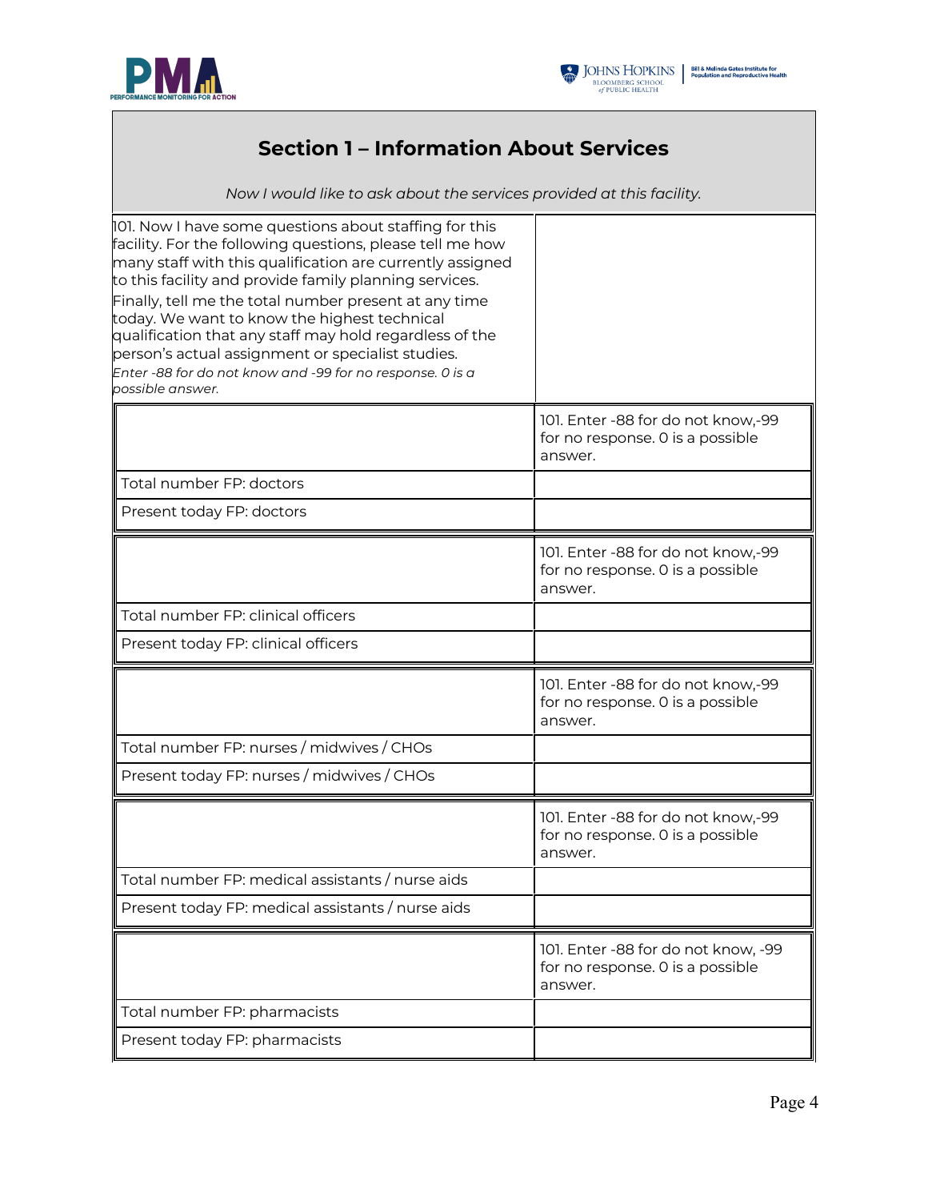## Section 1 – Information About Services

*Now I would like to ask about the services provided at this facility.*

101. Now I have some questions about staffing for this facility. For the following questions, please tell me how many staff with this qualification are currently assigned to this facility and provide family planning services. Finally, tell me the total number present at any time today. We want to know the highest technical qualification that any staff may hold regardless of the person's actual assignment or specialist studies.
*Enter -88 for do not know and -99 for no response. 0 is a possible answer.*

| | 101. Enter -88 for do not know,-99 for no response. 0 is a possible answer. |
|---|---|
| Total number FP: doctors | |
| Present today FP: doctors | |

| | 101. Enter -88 for do not know,-99 for no response. 0 is a possible answer. |
|---|---|
| Total number FP: clinical officers | |
| Present today FP: clinical officers | |

| | 101. Enter -88 for do not know,-99 for no response. 0 is a possible answer. |
|---|---|
| Total number FP: nurses / midwives / CHOs | |
| Present today FP: nurses / midwives / CHOs | |

| | 101. Enter -88 for do not know,-99 for no response. 0 is a possible answer. |
|---|---|
| Total number FP: medical assistants / nurse aids | |
| Present today FP: medical assistants / nurse aids | |

| | 101. Enter -88 for do not know, -99 for no response. 0 is a possible answer. |
|---|---|
| Total number FP: pharmacists | |
| Present today FP: pharmacists | |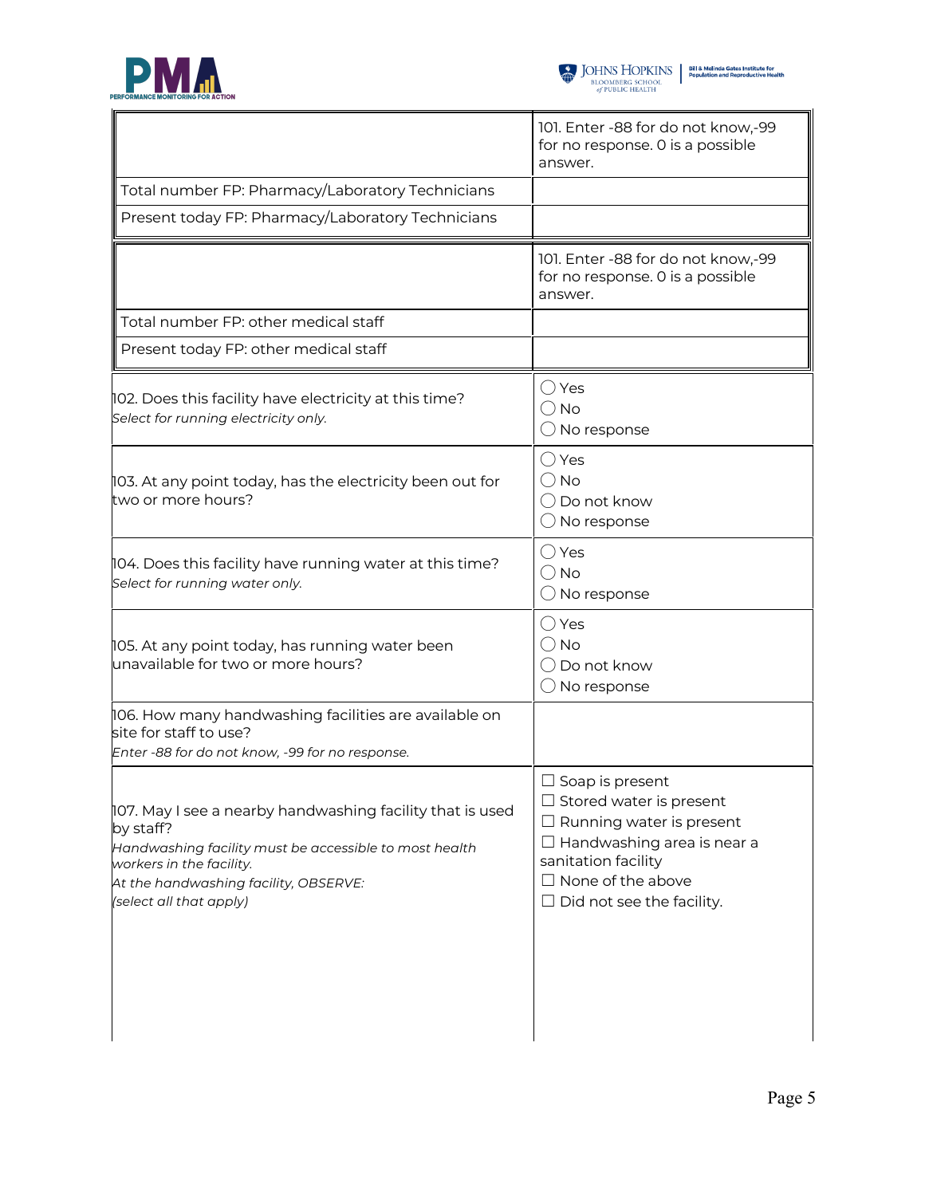| | 101. Enter -88 for do not know,-99 for no response. 0 is a possible answer. |
|---|---|
| Total number FP: Pharmacy/Laboratory Technicians | |
| Present today FP: Pharmacy/Laboratory Technicians | |

| | 101. Enter -88 for do not know,-99 for no response. 0 is a possible answer. |
|---|---|
| Total number FP: other medical staff | |
| Present today FP: other medical staff | |

| | |
|---|---|
| 102. Does this facility have electricity at this time?<br>*Select for running electricity only.* | ◯ Yes<br>◯ No<br>◯ No response |
| 103. At any point today, has the electricity been out for two or more hours? | ◯ Yes<br>◯ No<br>◯ Do not know<br>◯ No response |
| 104. Does this facility have running water at this time?<br>*Select for running water only.* | ◯ Yes<br>◯ No<br>◯ No response |
| 105. At any point today, has running water been unavailable for two or more hours? | ◯ Yes<br>◯ No<br>◯ Do not know<br>◯ No response |
| 106. How many handwashing facilities are available on site for staff to use?<br>*Enter -88 for do not know, -99 for no response.* | |
| 107. May I see a nearby handwashing facility that is used by staff?<br>*Handwashing facility must be accessible to most health workers in the facility.*<br>*At the handwashing facility, OBSERVE:*<br>*(select all that apply)* | ☐ Soap is present<br>☐ Stored water is present<br>☐ Running water is present<br>☐ Handwashing area is near a sanitation facility<br>☐ None of the above<br>☐ Did not see the facility. |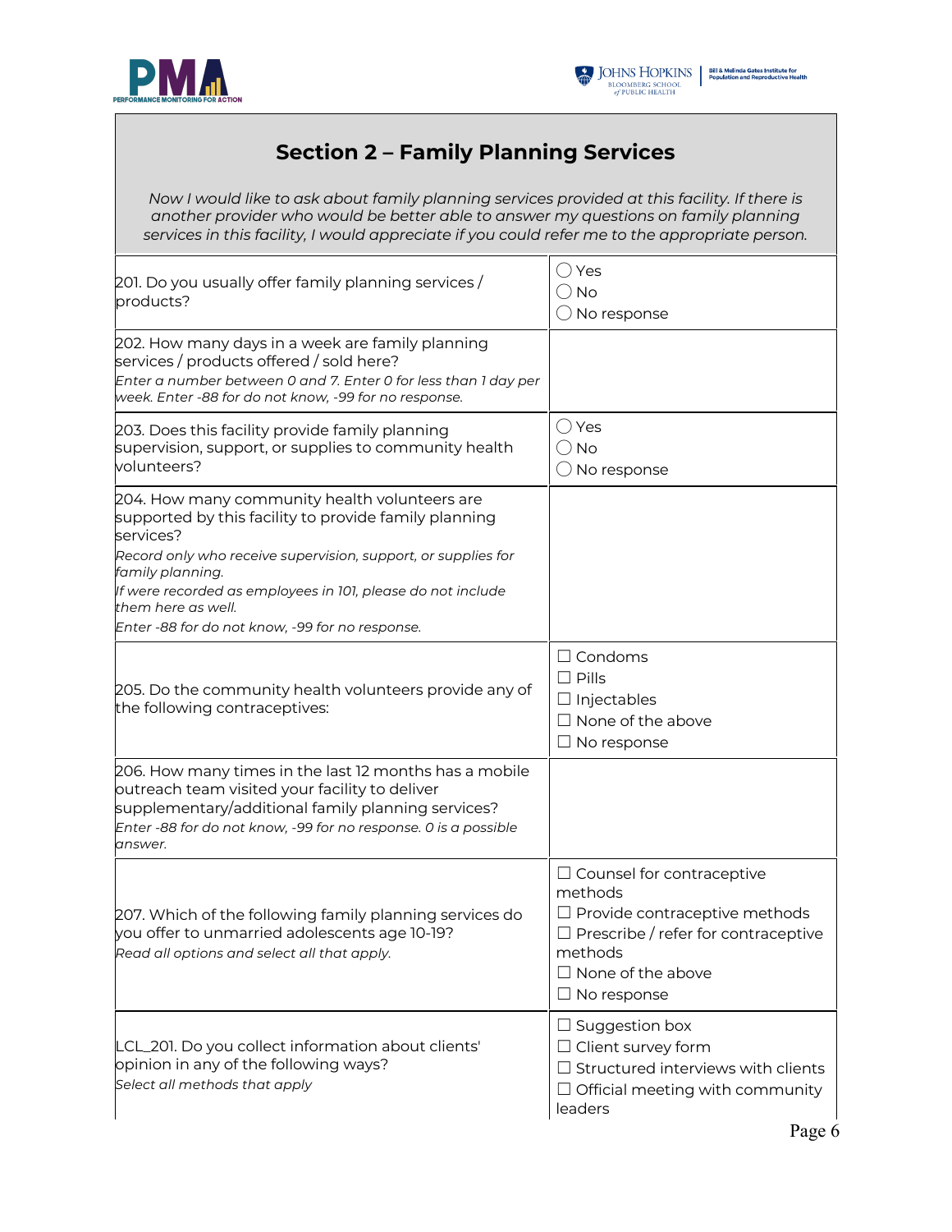## Section 2 – Family Planning Services

*Now I would like to ask about family planning services provided at this facility. If there is another provider who would be better able to answer my questions on family planning services in this facility, I would appreciate if you could refer me to the appropriate person.*

| Question | Response |
|---|---|
| 201. Do you usually offer family planning services / products? | ◯ Yes<br>◯ No<br>◯ No response |
| 202. How many days in a week are family planning services / products offered / sold here?<br>*Enter a number between 0 and 7. Enter 0 for less than 1 day per week. Enter -88 for do not know, -99 for no response.* | |
| 203. Does this facility provide family planning supervision, support, or supplies to community health volunteers? | ◯ Yes<br>◯ No<br>◯ No response |
| 204. How many community health volunteers are supported by this facility to provide family planning services?<br>*Record only who receive supervision, support, or supplies for family planning.*<br>*If were recorded as employees in 101, please do not include them here as well.*<br>*Enter -88 for do not know, -99 for no response.* | |
| 205. Do the community health volunteers provide any of the following contraceptives: | ☐ Condoms<br>☐ Pills<br>☐ Injectables<br>☐ None of the above<br>☐ No response |
| 206. How many times in the last 12 months has a mobile outreach team visited your facility to deliver supplementary/additional family planning services?<br>*Enter -88 for do not know, -99 for no response. 0 is a possible answer.* | |
| 207. Which of the following family planning services do you offer to unmarried adolescents age 10-19?<br>*Read all options and select all that apply.* | ☐ Counsel for contraceptive methods<br>☐ Provide contraceptive methods<br>☐ Prescribe / refer for contraceptive methods<br>☐ None of the above<br>☐ No response |
| LCL_201. Do you collect information about clients' opinion in any of the following ways?<br>*Select all methods that apply* | ☐ Suggestion box<br>☐ Client survey form<br>☐ Structured interviews with clients<br>☐ Official meeting with community leaders |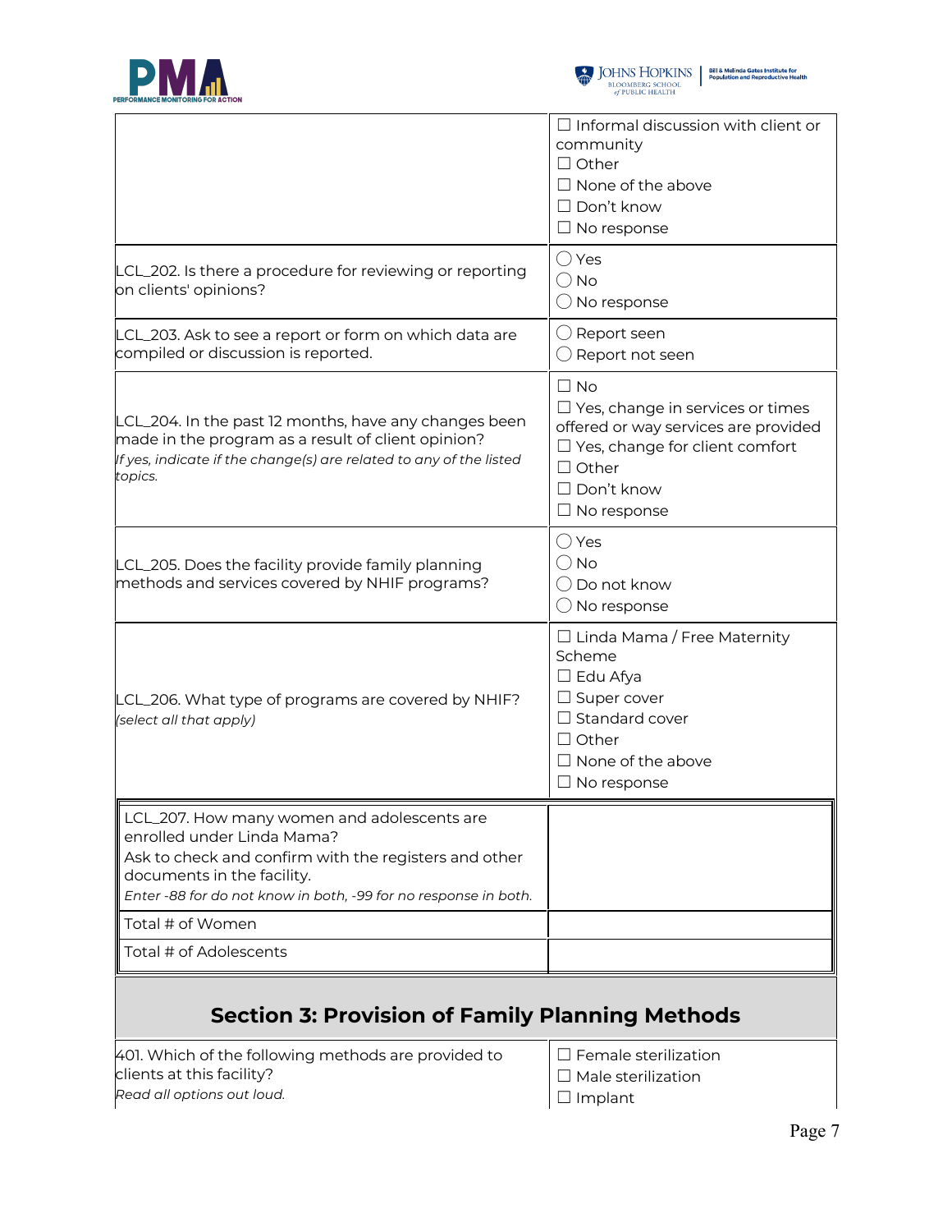| | |
|---|---|
| | ☐ Informal discussion with client or community<br>☐ Other<br>☐ None of the above<br>☐ Don't know<br>☐ No response |
| LCL_202. Is there a procedure for reviewing or reporting on clients' opinions? | ◯ Yes<br>◯ No<br>◯ No response |
| LCL_203. Ask to see a report or form on which data are compiled or discussion is reported. | ◯ Report seen<br>◯ Report not seen |
| LCL_204. In the past 12 months, have any changes been made in the program as a result of client opinion?<br>*If yes, indicate if the change(s) are related to any of the listed topics.* | ☐ No<br>☐ Yes, change in services or times offered or way services are provided<br>☐ Yes, change for client comfort<br>☐ Other<br>☐ Don't know<br>☐ No response |
| LCL_205. Does the facility provide family planning methods and services covered by NHIF programs? | ◯ Yes<br>◯ No<br>◯ Do not know<br>◯ No response |
| LCL_206. What type of programs are covered by NHIF?<br>*(select all that apply)* | ☐ Linda Mama / Free Maternity Scheme<br>☐ Edu Afya<br>☐ Super cover<br>☐ Standard cover<br>☐ Other<br>☐ None of the above<br>☐ No response |

| | |
|---|---|
| LCL_207. How many women and adolescents are enrolled under Linda Mama?<br>Ask to check and confirm with the registers and other documents in the facility.<br>*Enter -88 for do not know in both, -99 for no response in both.* | |
| Total # of Women | |
| Total # of Adolescents | |

## Section 3: Provision of Family Planning Methods

| | |
|---|---|
| 401. Which of the following methods are provided to clients at this facility?<br>*Read all options out loud.* | ☐ Female sterilization<br>☐ Male sterilization<br>☐ Implant |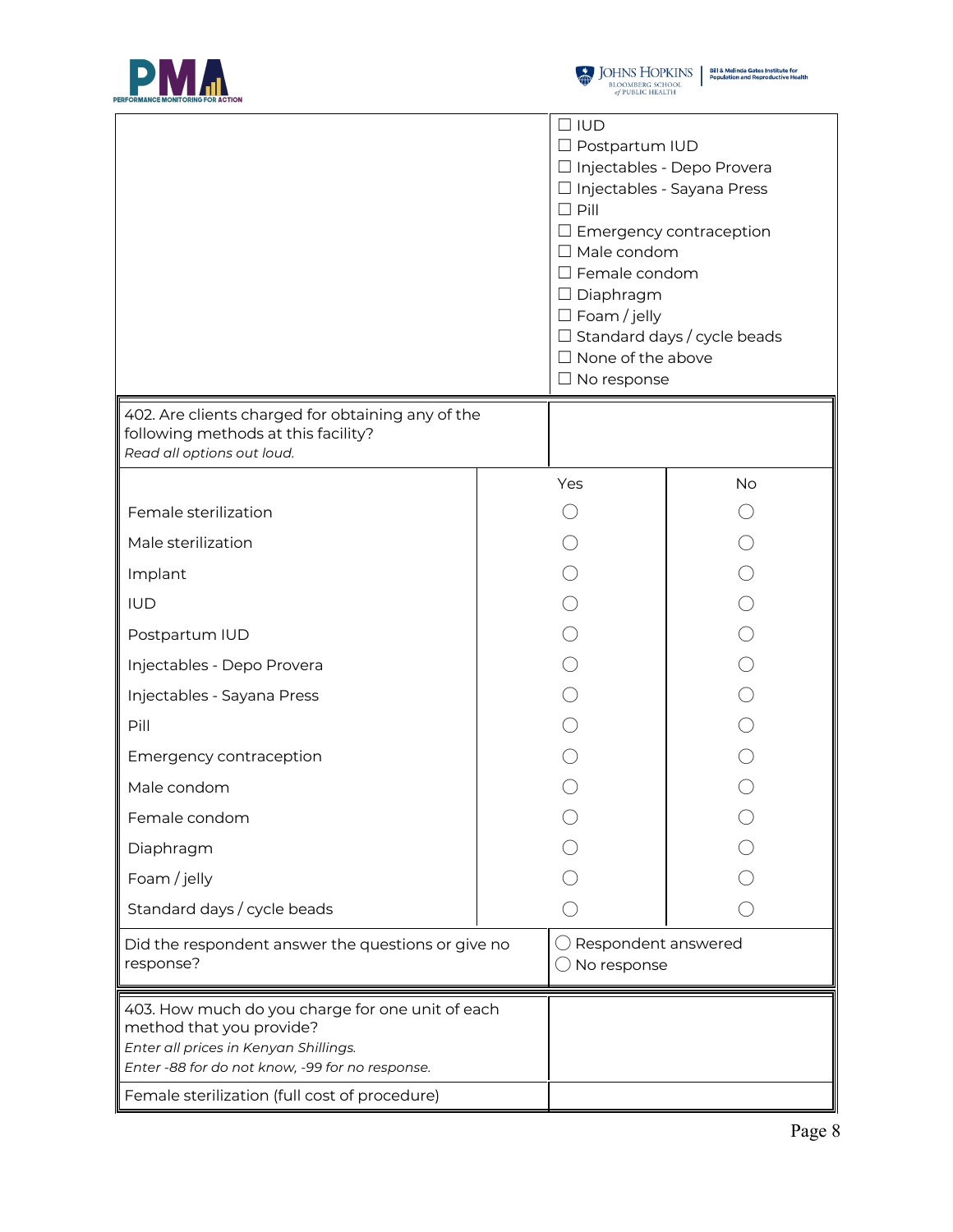| | |
|---|---|
| | ☐ IUD<br>☐ Postpartum IUD<br>☐ Injectables - Depo Provera<br>☐ Injectables - Sayana Press<br>☐ Pill<br>☐ Emergency contraception<br>☐ Male condom<br>☐ Female condom<br>☐ Diaphragm<br>☐ Foam / jelly<br>☐ Standard days / cycle beads<br>☐ None of the above<br>☐ No response |

| 402. Are clients charged for obtaining any of the following methods at this facility?<br>*Read all options out loud.* | | |
|---|---|---|
| | Yes | No |
| Female sterilization | ◯ | ◯ |
| Male sterilization | ◯ | ◯ |
| Implant | ◯ | ◯ |
| IUD | ◯ | ◯ |
| Postpartum IUD | ◯ | ◯ |
| Injectables - Depo Provera | ◯ | ◯ |
| Injectables - Sayana Press | ◯ | ◯ |
| Pill | ◯ | ◯ |
| Emergency contraception | ◯ | ◯ |
| Male condom | ◯ | ◯ |
| Female condom | ◯ | ◯ |
| Diaphragm | ◯ | ◯ |
| Foam / jelly | ◯ | ◯ |
| Standard days / cycle beads | ◯ | ◯ |
| Did the respondent answer the questions or give no response? | ◯ Respondent answered<br>◯ No response | |

| 403. How much do you charge for one unit of each method that you provide?<br>*Enter all prices in Kenyan Shillings.*<br>*Enter -88 for do not know, -99 for no response.* | |
|---|---|
| Female sterilization (full cost of procedure) | |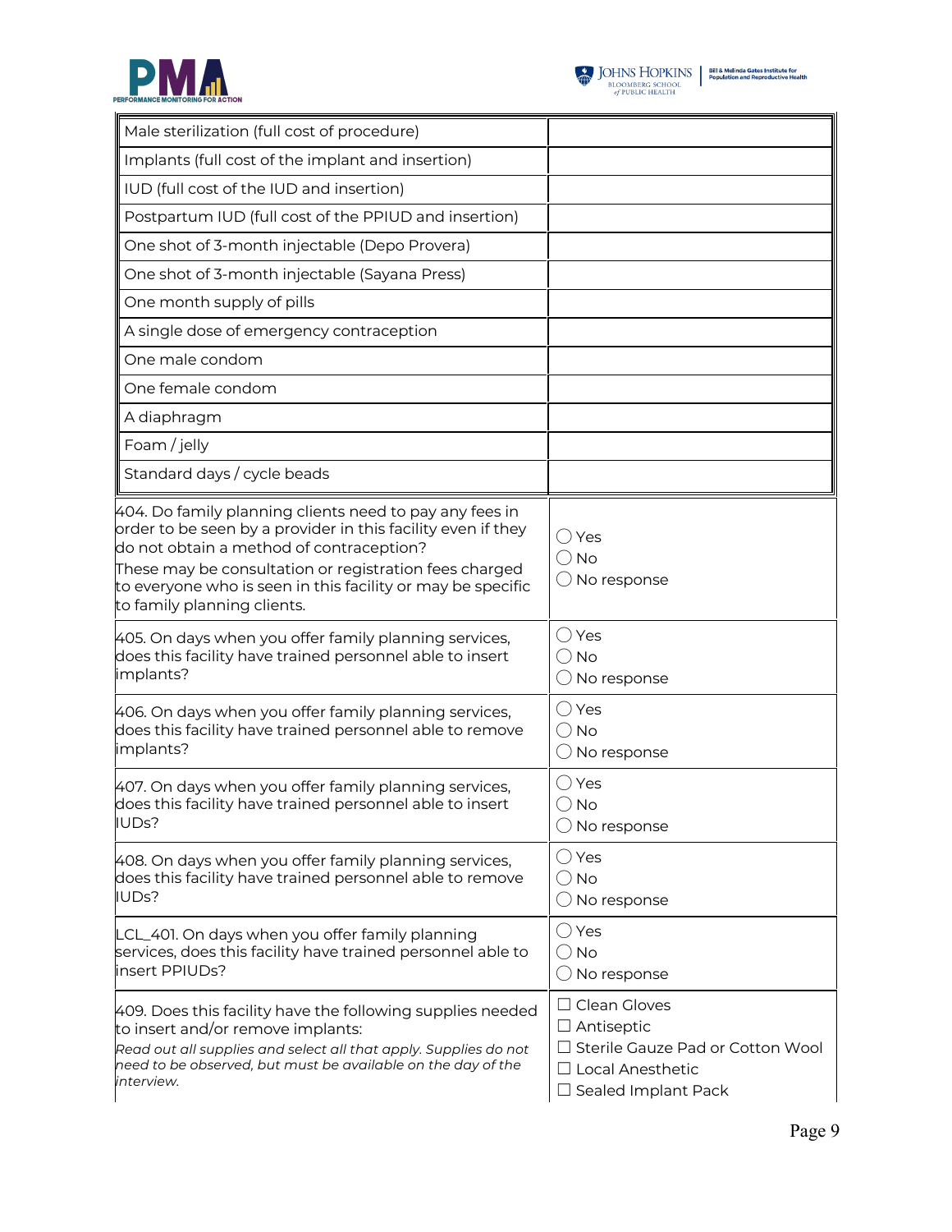| | |
|---|---|
| Male sterilization (full cost of procedure) | |
| Implants (full cost of the implant and insertion) | |
| IUD (full cost of the IUD and insertion) | |
| Postpartum IUD (full cost of the PPIUD and insertion) | |
| One shot of 3-month injectable (Depo Provera) | |
| One shot of 3-month injectable (Sayana Press) | |
| One month supply of pills | |
| A single dose of emergency contraception | |
| One male condom | |
| One female condom | |
| A diaphragm | |
| Foam / jelly | |
| Standard days / cycle beads | |

| | |
|---|---|
| 404. Do family planning clients need to pay any fees in order to be seen by a provider in this facility even if they do not obtain a method of contraception?<br>These may be consultation or registration fees charged to everyone who is seen in this facility or may be specific to family planning clients. | ◯ Yes<br>◯ No<br>◯ No response |
| 405. On days when you offer family planning services, does this facility have trained personnel able to insert implants? | ◯ Yes<br>◯ No<br>◯ No response |
| 406. On days when you offer family planning services, does this facility have trained personnel able to remove implants? | ◯ Yes<br>◯ No<br>◯ No response |
| 407. On days when you offer family planning services, does this facility have trained personnel able to insert IUDs? | ◯ Yes<br>◯ No<br>◯ No response |
| 408. On days when you offer family planning services, does this facility have trained personnel able to remove IUDs? | ◯ Yes<br>◯ No<br>◯ No response |
| LCL_401. On days when you offer family planning services, does this facility have trained personnel able to insert PPIUDs? | ◯ Yes<br>◯ No<br>◯ No response |
| 409. Does this facility have the following supplies needed to insert and/or remove implants:<br>*Read out all supplies and select all that apply. Supplies do not need to be observed, but must be available on the day of the interview.* | ☐ Clean Gloves<br>☐ Antiseptic<br>☐ Sterile Gauze Pad or Cotton Wool<br>☐ Local Anesthetic<br>☐ Sealed Implant Pack |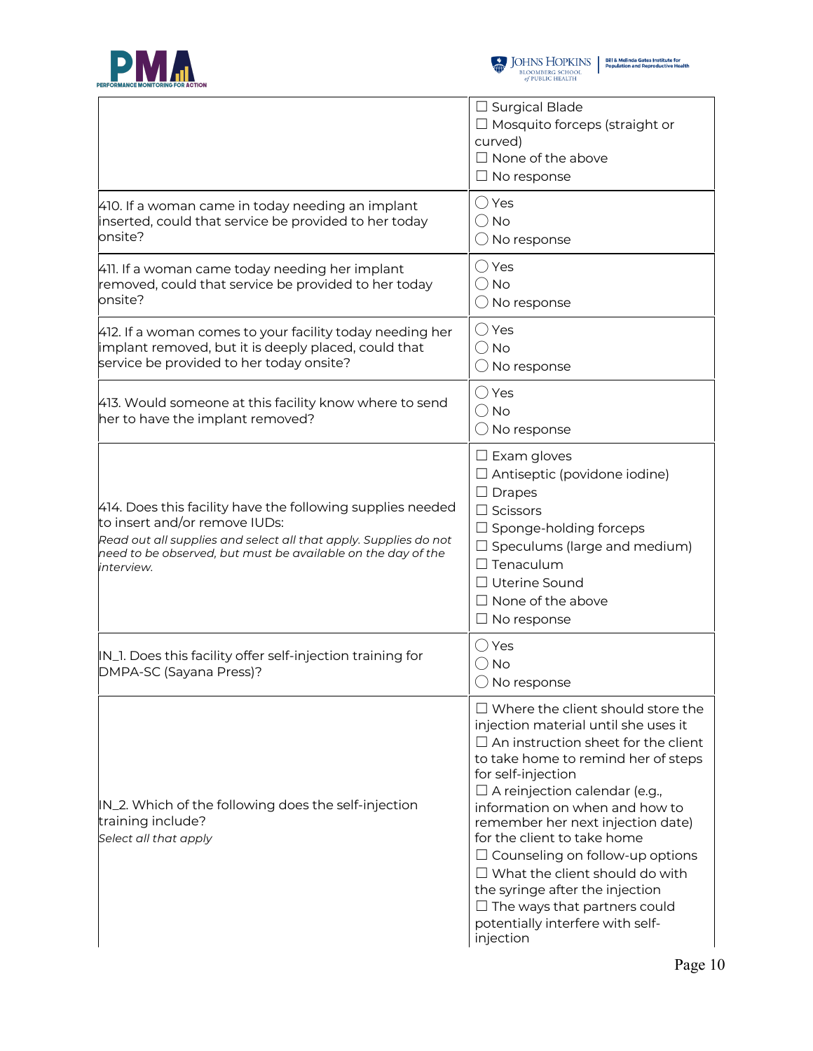| | |
|---|---|
| | ☐ Surgical Blade<br>☐ Mosquito forceps (straight or curved)<br>☐ None of the above<br>☐ No response |
| 410. If a woman came in today needing an implant inserted, could that service be provided to her today onsite? | ◯ Yes<br>◯ No<br>◯ No response |
| 411. If a woman came today needing her implant removed, could that service be provided to her today onsite? | ◯ Yes<br>◯ No<br>◯ No response |
| 412. If a woman comes to your facility today needing her implant removed, but it is deeply placed, could that service be provided to her today onsite? | ◯ Yes<br>◯ No<br>◯ No response |
| 413. Would someone at this facility know where to send her to have the implant removed? | ◯ Yes<br>◯ No<br>◯ No response |
| 414. Does this facility have the following supplies needed to insert and/or remove IUDs:<br>*Read out all supplies and select all that apply. Supplies do not need to be observed, but must be available on the day of the interview.* | ☐ Exam gloves<br>☐ Antiseptic (povidone iodine)<br>☐ Drapes<br>☐ Scissors<br>☐ Sponge-holding forceps<br>☐ Speculums (large and medium)<br>☐ Tenaculum<br>☐ Uterine Sound<br>☐ None of the above<br>☐ No response |
| IN_1. Does this facility offer self-injection training for DMPA-SC (Sayana Press)? | ◯ Yes<br>◯ No<br>◯ No response |
| IN_2. Which of the following does the self-injection training include?<br>*Select all that apply* | ☐ Where the client should store the injection material until she uses it<br>☐ An instruction sheet for the client to take home to remind her of steps for self-injection<br>☐ A reinjection calendar (e.g., information on when and how to remember her next injection date) for the client to take home<br>☐ Counseling on follow-up options<br>☐ What the client should do with the syringe after the injection<br>☐ The ways that partners could potentially interfere with self-injection |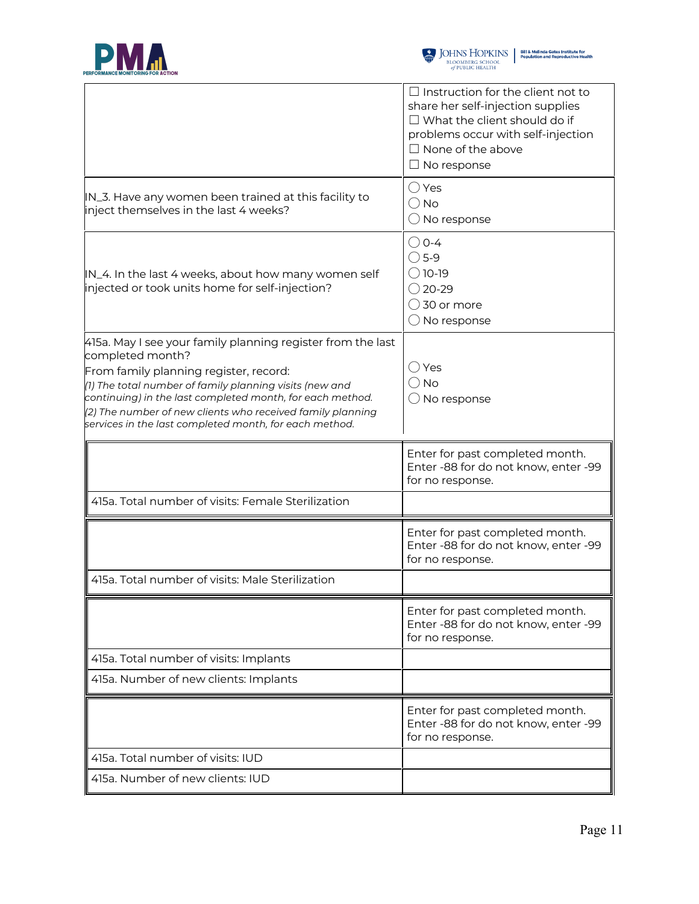| | |
|---|---|
| | ☐ Instruction for the client not to share her self-injection supplies<br>☐ What the client should do if problems occur with self-injection<br>☐ None of the above<br>☐ No response |
| IN_3. Have any women been trained at this facility to inject themselves in the last 4 weeks? | ◯ Yes<br>◯ No<br>◯ No response |
| IN_4. In the last 4 weeks, about how many women self injected or took units home for self-injection? | ◯ 0-4<br>◯ 5-9<br>◯ 10-19<br>◯ 20-29<br>◯ 30 or more<br>◯ No response |
| 415a. May I see your family planning register from the last completed month?<br>From family planning register, record:<br>*(1) The total number of family planning visits (new and continuing) in the last completed month, for each method.*<br>*(2) The number of new clients who received family planning services in the last completed month, for each method.* | ◯ Yes<br>◯ No<br>◯ No response |

| | Enter for past completed month. Enter -88 for do not know, enter -99 for no response. |
|---|---|
| 415a. Total number of visits: Female Sterilization | |

| | Enter for past completed month. Enter -88 for do not know, enter -99 for no response. |
|---|---|
| 415a. Total number of visits: Male Sterilization | |

| | Enter for past completed month. Enter -88 for do not know, enter -99 for no response. |
|---|---|
| 415a. Total number of visits: Implants | |
| 415a. Number of new clients: Implants | |

| | Enter for past completed month. Enter -88 for do not know, enter -99 for no response. |
|---|---|
| 415a. Total number of visits: IUD | |
| 415a. Number of new clients: IUD | |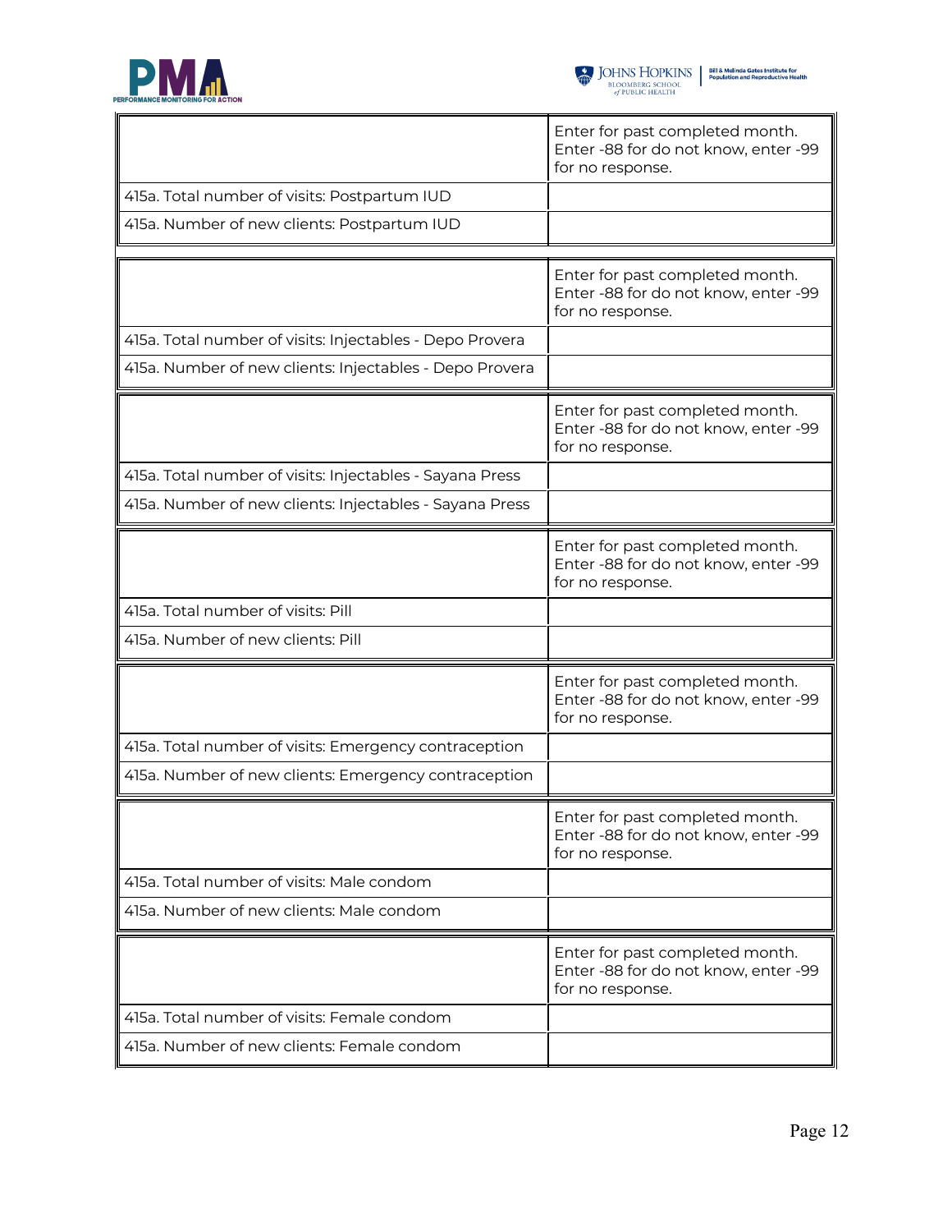| | Enter for past completed month. Enter -88 for do not know, enter -99 for no response. |
|---|---|
| 415a. Total number of visits: Postpartum IUD | |
| 415a. Number of new clients: Postpartum IUD | |

| | Enter for past completed month. Enter -88 for do not know, enter -99 for no response. |
|---|---|
| 415a. Total number of visits: Injectables - Depo Provera | |
| 415a. Number of new clients: Injectables - Depo Provera | |

| | Enter for past completed month. Enter -88 for do not know, enter -99 for no response. |
|---|---|
| 415a. Total number of visits: Injectables - Sayana Press | |
| 415a. Number of new clients: Injectables - Sayana Press | |

| | Enter for past completed month. Enter -88 for do not know, enter -99 for no response. |
|---|---|
| 415a. Total number of visits: Pill | |
| 415a. Number of new clients: Pill | |

| | Enter for past completed month. Enter -88 for do not know, enter -99 for no response. |
|---|---|
| 415a. Total number of visits: Emergency contraception | |
| 415a. Number of new clients: Emergency contraception | |

| | Enter for past completed month. Enter -88 for do not know, enter -99 for no response. |
|---|---|
| 415a. Total number of visits: Male condom | |
| 415a. Number of new clients: Male condom | |

| | Enter for past completed month. Enter -88 for do not know, enter -99 for no response. |
|---|---|
| 415a. Total number of visits: Female condom | |
| 415a. Number of new clients: Female condom | |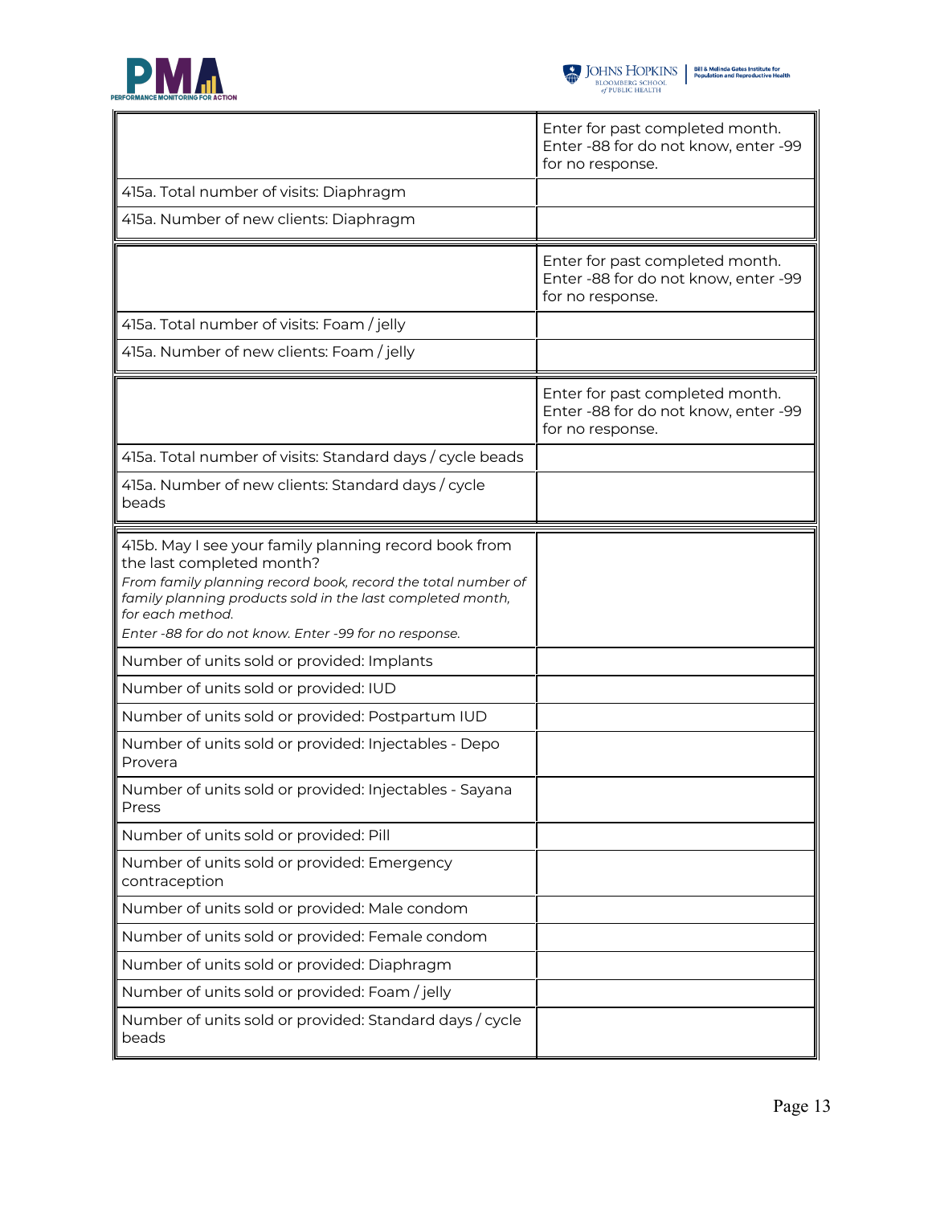| | Enter for past completed month. Enter -88 for do not know, enter -99 for no response. |
|---|---|
| 415a. Total number of visits: Diaphragm | |
| 415a. Number of new clients: Diaphragm | |

| | Enter for past completed month. Enter -88 for do not know, enter -99 for no response. |
|---|---|
| 415a. Total number of visits: Foam / jelly | |
| 415a. Number of new clients: Foam / jelly | |

| | Enter for past completed month. Enter -88 for do not know, enter -99 for no response. |
|---|---|
| 415a. Total number of visits: Standard days / cycle beads | |
| 415a. Number of new clients: Standard days / cycle beads | |

| 415b. May I see your family planning record book from the last completed month? *From family planning record book, record the total number of family planning products sold in the last completed month, for each method.* *Enter -88 for do not know. Enter -99 for no response.* | |
|---|---|
| Number of units sold or provided: Implants | |
| Number of units sold or provided: IUD | |
| Number of units sold or provided: Postpartum IUD | |
| Number of units sold or provided: Injectables - Depo Provera | |
| Number of units sold or provided: Injectables - Sayana Press | |
| Number of units sold or provided: Pill | |
| Number of units sold or provided: Emergency contraception | |
| Number of units sold or provided: Male condom | |
| Number of units sold or provided: Female condom | |
| Number of units sold or provided: Diaphragm | |
| Number of units sold or provided: Foam / jelly | |
| Number of units sold or provided: Standard days / cycle beads | |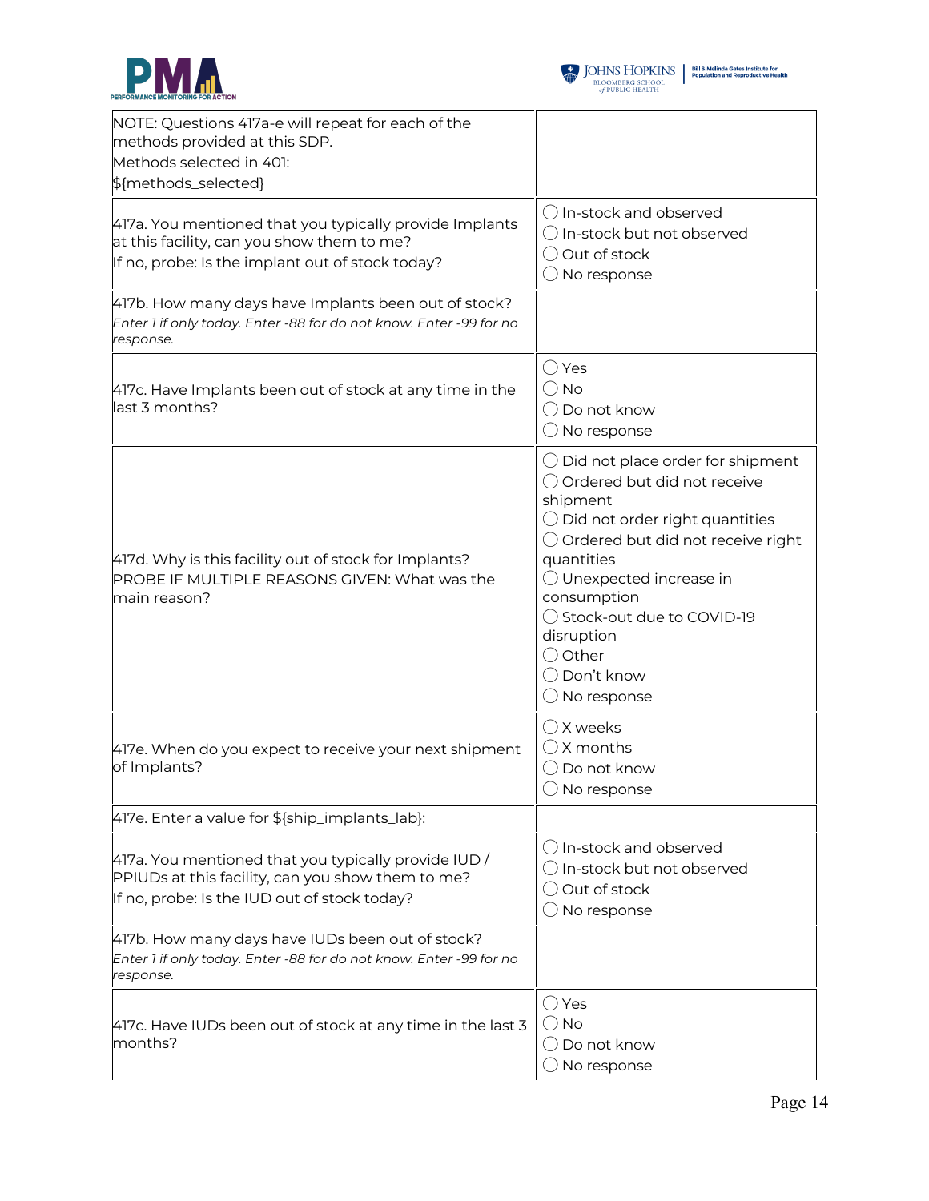| | |
|---|---|
| NOTE: Questions 417a-e will repeat for each of the methods provided at this SDP.<br>Methods selected in 401:<br>${methods_selected} | |
| 417a. You mentioned that you typically provide Implants at this facility, can you show them to me?<br>If no, probe: Is the implant out of stock today? | ◯ In-stock and observed<br>◯ In-stock but not observed<br>◯ Out of stock<br>◯ No response |
| 417b. How many days have Implants been out of stock?<br>*Enter 1 if only today. Enter -88 for do not know. Enter -99 for no response.* | |
| 417c. Have Implants been out of stock at any time in the last 3 months? | ◯ Yes<br>◯ No<br>◯ Do not know<br>◯ No response |
| 417d. Why is this facility out of stock for Implants?<br>PROBE IF MULTIPLE REASONS GIVEN: What was the main reason? | ◯ Did not place order for shipment<br>◯ Ordered but did not receive shipment<br>◯ Did not order right quantities<br>◯ Ordered but did not receive right quantities<br>◯ Unexpected increase in consumption<br>◯ Stock-out due to COVID-19 disruption<br>◯ Other<br>◯ Don't know<br>◯ No response |
| 417e. When do you expect to receive your next shipment of Implants? | ◯ X weeks<br>◯ X months<br>◯ Do not know<br>◯ No response |
| 417e. Enter a value for ${ship_implants_lab}: | |
| 417a. You mentioned that you typically provide IUD / PPIUDs at this facility, can you show them to me?<br>If no, probe: Is the IUD out of stock today? | ◯ In-stock and observed<br>◯ In-stock but not observed<br>◯ Out of stock<br>◯ No response |
| 417b. How many days have IUDs been out of stock?<br>*Enter 1 if only today. Enter -88 for do not know. Enter -99 for no response.* | |
| 417c. Have IUDs been out of stock at any time in the last 3 months? | ◯ Yes<br>◯ No<br>◯ Do not know<br>◯ No response |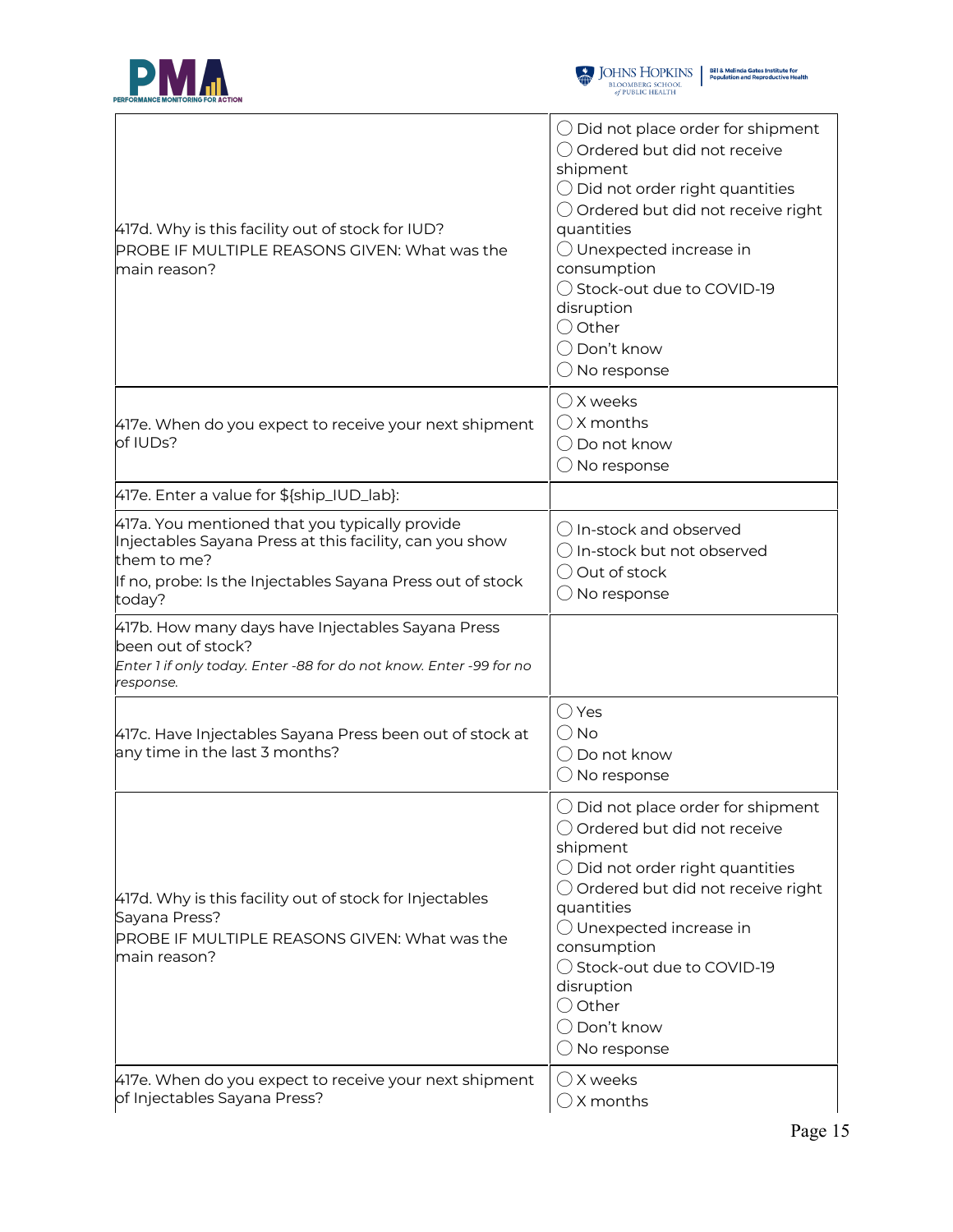| | |
|---|---|
| 417d. Why is this facility out of stock for IUD?<br>PROBE IF MULTIPLE REASONS GIVEN: What was the main reason? | ◯ Did not place order for shipment<br>◯ Ordered but did not receive shipment<br>◯ Did not order right quantities<br>◯ Ordered but did not receive right quantities<br>◯ Unexpected increase in consumption<br>◯ Stock-out due to COVID-19 disruption<br>◯ Other<br>◯ Don't know<br>◯ No response |
| 417e. When do you expect to receive your next shipment of IUDs? | ◯ X weeks<br>◯ X months<br>◯ Do not know<br>◯ No response |
| 417e. Enter a value for ${ship_IUD_lab}: | |
| 417a. You mentioned that you typically provide Injectables Sayana Press at this facility, can you show them to me?<br>If no, probe: Is the Injectables Sayana Press out of stock today? | ◯ In-stock and observed<br>◯ In-stock but not observed<br>◯ Out of stock<br>◯ No response |
| 417b. How many days have Injectables Sayana Press been out of stock?<br>*Enter 1 if only today. Enter -88 for do not know. Enter -99 for no response.* | |
| 417c. Have Injectables Sayana Press been out of stock at any time in the last 3 months? | ◯ Yes<br>◯ No<br>◯ Do not know<br>◯ No response |
| 417d. Why is this facility out of stock for Injectables Sayana Press?<br>PROBE IF MULTIPLE REASONS GIVEN: What was the main reason? | ◯ Did not place order for shipment<br>◯ Ordered but did not receive shipment<br>◯ Did not order right quantities<br>◯ Ordered but did not receive right quantities<br>◯ Unexpected increase in consumption<br>◯ Stock-out due to COVID-19 disruption<br>◯ Other<br>◯ Don't know<br>◯ No response |
| 417e. When do you expect to receive your next shipment of Injectables Sayana Press? | ◯ X weeks<br>◯ X months |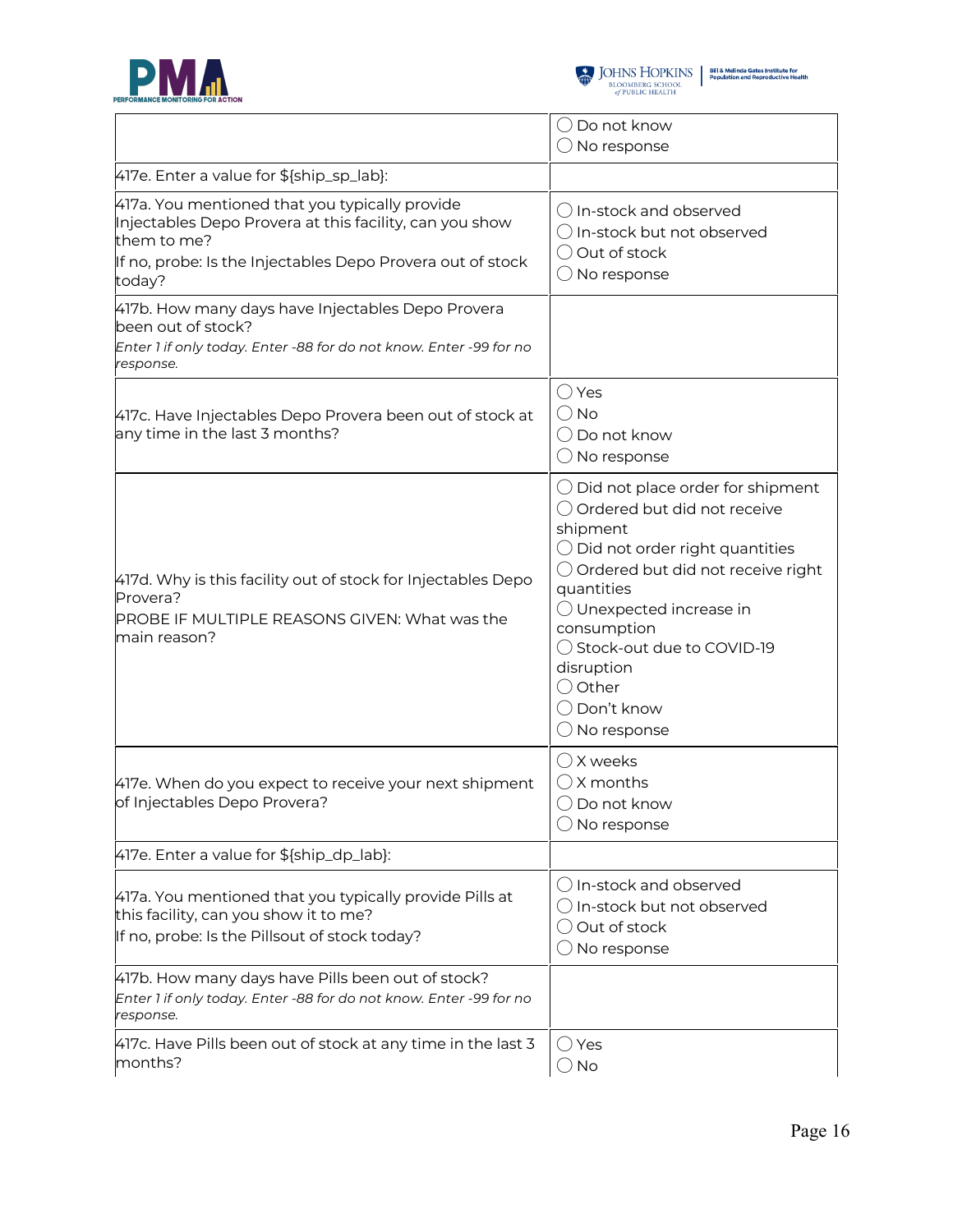| | |
|---|---|
| | ◯ Do not know<br>◯ No response |
| 417e. Enter a value for ${ship_sp_lab}: | |
| 417a. You mentioned that you typically provide Injectables Depo Provera at this facility, can you show them to me?<br>If no, probe: Is the Injectables Depo Provera out of stock today? | ◯ In-stock and observed<br>◯ In-stock but not observed<br>◯ Out of stock<br>◯ No response |
| 417b. How many days have Injectables Depo Provera been out of stock?<br>*Enter 1 if only today. Enter -88 for do not know. Enter -99 for no response.* | |
| 417c. Have Injectables Depo Provera been out of stock at any time in the last 3 months? | ◯ Yes<br>◯ No<br>◯ Do not know<br>◯ No response |
| 417d. Why is this facility out of stock for Injectables Depo Provera?<br>PROBE IF MULTIPLE REASONS GIVEN: What was the main reason? | ◯ Did not place order for shipment<br>◯ Ordered but did not receive shipment<br>◯ Did not order right quantities<br>◯ Ordered but did not receive right quantities<br>◯ Unexpected increase in consumption<br>◯ Stock-out due to COVID-19 disruption<br>◯ Other<br>◯ Don't know<br>◯ No response |
| 417e. When do you expect to receive your next shipment of Injectables Depo Provera? | ◯ X weeks<br>◯ X months<br>◯ Do not know<br>◯ No response |
| 417e. Enter a value for ${ship_dp_lab}: | |
| 417a. You mentioned that you typically provide Pills at this facility, can you show it to me?<br>If no, probe: Is the Pillsout of stock today? | ◯ In-stock and observed<br>◯ In-stock but not observed<br>◯ Out of stock<br>◯ No response |
| 417b. How many days have Pills been out of stock?<br>*Enter 1 if only today. Enter -88 for do not know. Enter -99 for no response.* | |
| 417c. Have Pills been out of stock at any time in the last 3 months? | ◯ Yes<br>◯ No |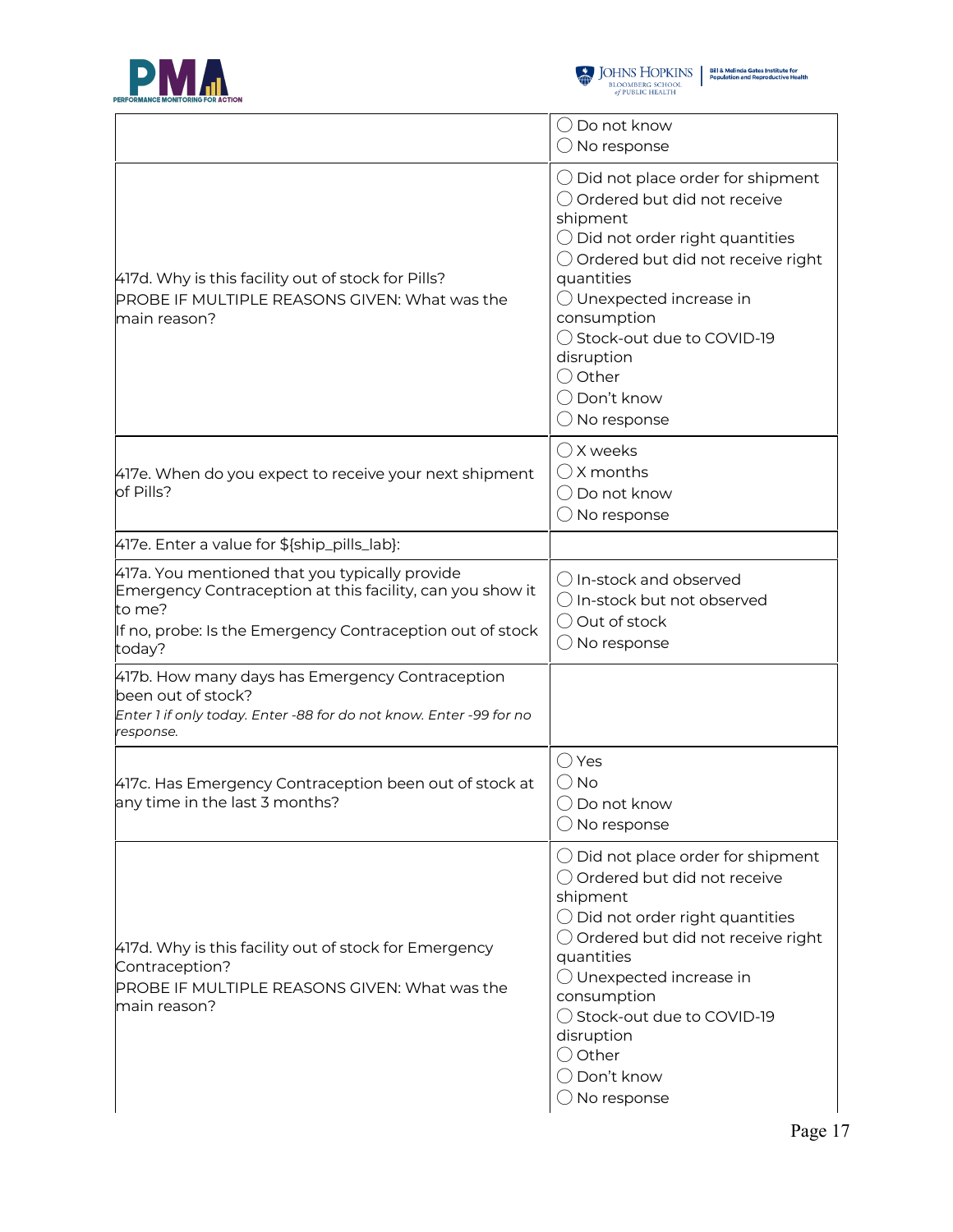| | |
|---|---|
| | ◯ Do not know<br>◯ No response |
| 417d. Why is this facility out of stock for Pills?<br>PROBE IF MULTIPLE REASONS GIVEN: What was the main reason? | ◯ Did not place order for shipment<br>◯ Ordered but did not receive shipment<br>◯ Did not order right quantities<br>◯ Ordered but did not receive right quantities<br>◯ Unexpected increase in consumption<br>◯ Stock-out due to COVID-19 disruption<br>◯ Other<br>◯ Don't know<br>◯ No response |
| 417e. When do you expect to receive your next shipment of Pills? | ◯ X weeks<br>◯ X months<br>◯ Do not know<br>◯ No response |
| 417e. Enter a value for ${ship_pills_lab}: | |
| 417a. You mentioned that you typically provide Emergency Contraception at this facility, can you show it to me?<br>If no, probe: Is the Emergency Contraception out of stock today? | ◯ In-stock and observed<br>◯ In-stock but not observed<br>◯ Out of stock<br>◯ No response |
| 417b. How many days has Emergency Contraception been out of stock?<br>*Enter 1 if only today. Enter -88 for do not know. Enter -99 for no response.* | |
| 417c. Has Emergency Contraception been out of stock at any time in the last 3 months? | ◯ Yes<br>◯ No<br>◯ Do not know<br>◯ No response |
| 417d. Why is this facility out of stock for Emergency Contraception?<br>PROBE IF MULTIPLE REASONS GIVEN: What was the main reason? | ◯ Did not place order for shipment<br>◯ Ordered but did not receive shipment<br>◯ Did not order right quantities<br>◯ Ordered but did not receive right quantities<br>◯ Unexpected increase in consumption<br>◯ Stock-out due to COVID-19 disruption<br>◯ Other<br>◯ Don't know<br>◯ No response |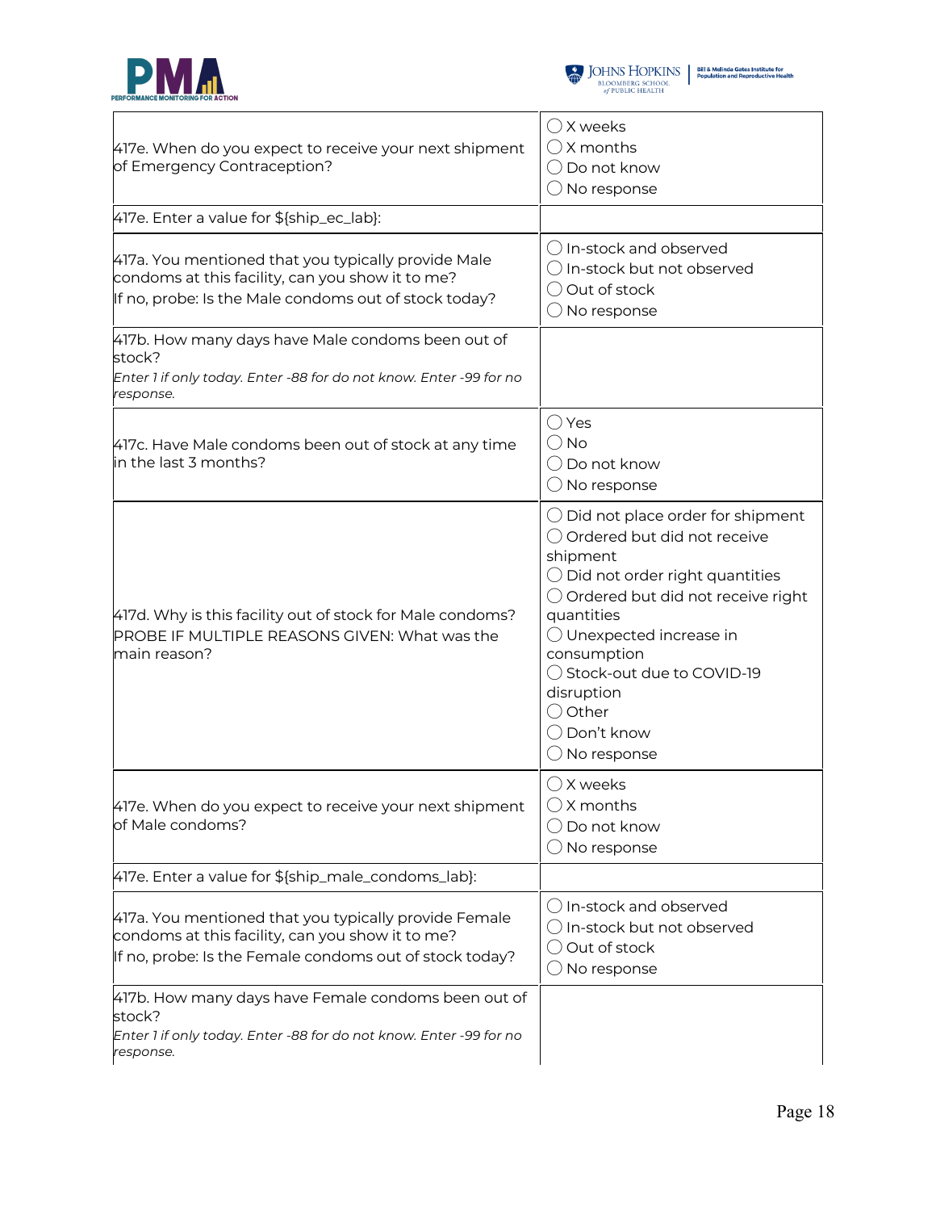| | |
|---|---|
| 417e. When do you expect to receive your next shipment of Emergency Contraception? | ◯ X weeks<br>◯ X months<br>◯ Do not know<br>◯ No response |
| 417e. Enter a value for ${ship_ec_lab}: | |
| 417a. You mentioned that you typically provide Male condoms at this facility, can you show it to me?<br>If no, probe: Is the Male condoms out of stock today? | ◯ In-stock and observed<br>◯ In-stock but not observed<br>◯ Out of stock<br>◯ No response |
| 417b. How many days have Male condoms been out of stock?<br>*Enter 1 if only today. Enter -88 for do not know. Enter -99 for no response.* | |
| 417c. Have Male condoms been out of stock at any time in the last 3 months? | ◯ Yes<br>◯ No<br>◯ Do not know<br>◯ No response |
| 417d. Why is this facility out of stock for Male condoms?<br>PROBE IF MULTIPLE REASONS GIVEN: What was the main reason? | ◯ Did not place order for shipment<br>◯ Ordered but did not receive shipment<br>◯ Did not order right quantities<br>◯ Ordered but did not receive right quantities<br>◯ Unexpected increase in consumption<br>◯ Stock-out due to COVID-19 disruption<br>◯ Other<br>◯ Don't know<br>◯ No response |
| 417e. When do you expect to receive your next shipment of Male condoms? | ◯ X weeks<br>◯ X months<br>◯ Do not know<br>◯ No response |
| 417e. Enter a value for ${ship_male_condoms_lab}: | |
| 417a. You mentioned that you typically provide Female condoms at this facility, can you show it to me?<br>If no, probe: Is the Female condoms out of stock today? | ◯ In-stock and observed<br>◯ In-stock but not observed<br>◯ Out of stock<br>◯ No response |
| 417b. How many days have Female condoms been out of stock?<br>*Enter 1 if only today. Enter -88 for do not know. Enter -99 for no response.* | |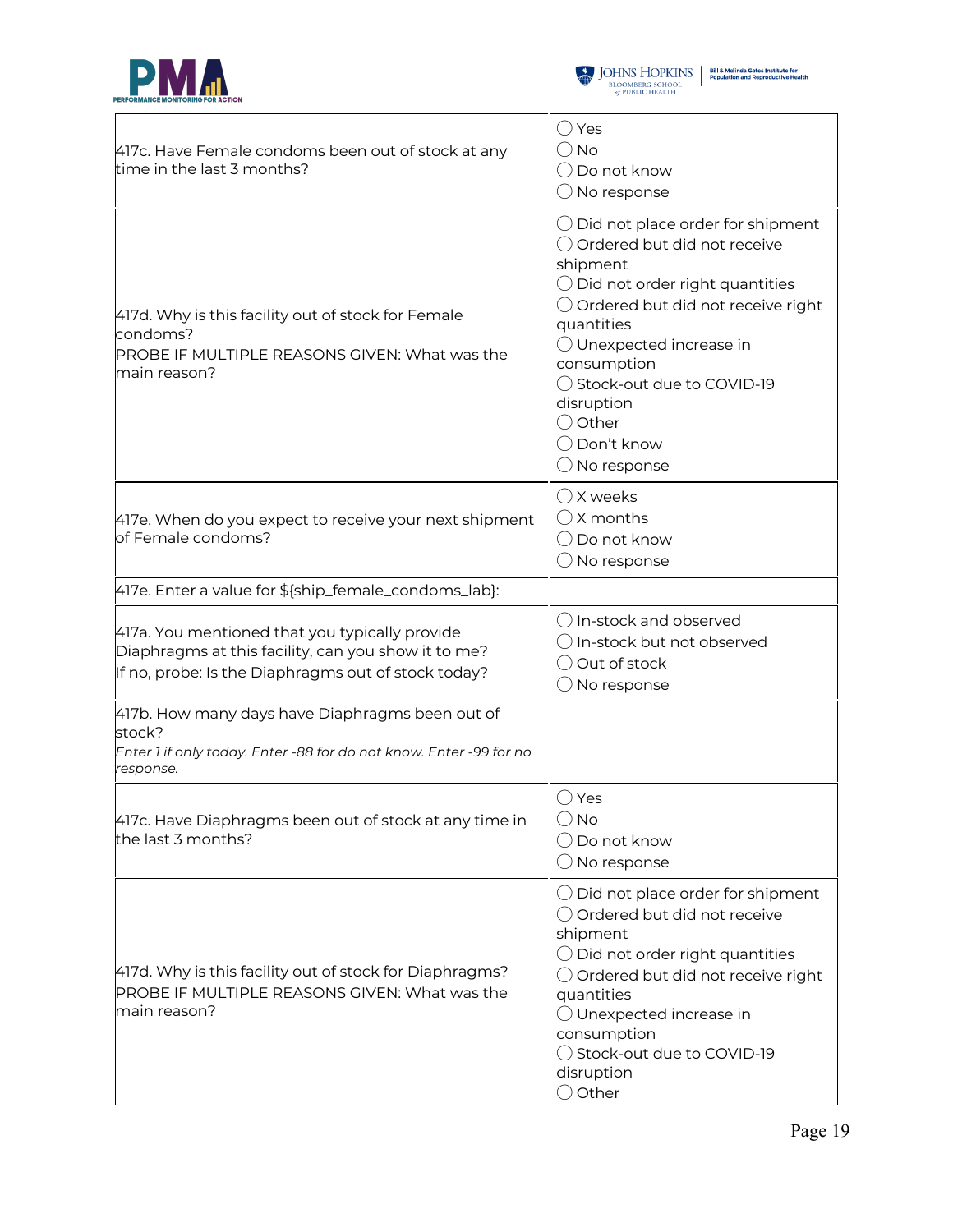| Question | Response |
|---|---|
| 417c. Have Female condoms been out of stock at any time in the last 3 months? | ◯ Yes<br>◯ No<br>◯ Do not know<br>◯ No response |
| 417d. Why is this facility out of stock for Female condoms?<br>PROBE IF MULTIPLE REASONS GIVEN: What was the main reason? | ◯ Did not place order for shipment<br>◯ Ordered but did not receive shipment<br>◯ Did not order right quantities<br>◯ Ordered but did not receive right quantities<br>◯ Unexpected increase in consumption<br>◯ Stock-out due to COVID-19 disruption<br>◯ Other<br>◯ Don't know<br>◯ No response |
| 417e. When do you expect to receive your next shipment of Female condoms? | ◯ X weeks<br>◯ X months<br>◯ Do not know<br>◯ No response |
| 417e. Enter a value for ${ship_female_condoms_lab}: | |
| 417a. You mentioned that you typically provide Diaphragms at this facility, can you show it to me?<br>If no, probe: Is the Diaphragms out of stock today? | ◯ In-stock and observed<br>◯ In-stock but not observed<br>◯ Out of stock<br>◯ No response |
| 417b. How many days have Diaphragms been out of stock?<br>*Enter 1 if only today. Enter -88 for do not know. Enter -99 for no response.* | |
| 417c. Have Diaphragms been out of stock at any time in the last 3 months? | ◯ Yes<br>◯ No<br>◯ Do not know<br>◯ No response |
| 417d. Why is this facility out of stock for Diaphragms?<br>PROBE IF MULTIPLE REASONS GIVEN: What was the main reason? | ◯ Did not place order for shipment<br>◯ Ordered but did not receive shipment<br>◯ Did not order right quantities<br>◯ Ordered but did not receive right quantities<br>◯ Unexpected increase in consumption<br>◯ Stock-out due to COVID-19 disruption<br>◯ Other |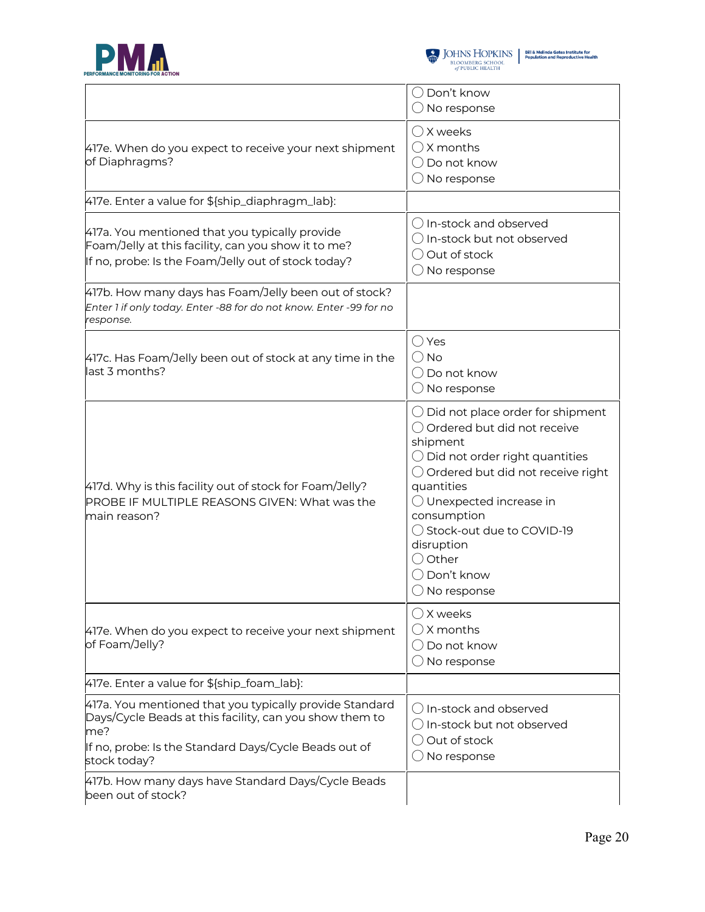| | |
|---|---|
| | ◯ Don't know<br>◯ No response |
| 417e. When do you expect to receive your next shipment of Diaphragms? | ◯ X weeks<br>◯ X months<br>◯ Do not know<br>◯ No response |
| 417e. Enter a value for ${ship_diaphragm_lab}: | |
| 417a. You mentioned that you typically provide Foam/Jelly at this facility, can you show it to me?<br>If no, probe: Is the Foam/Jelly out of stock today? | ◯ In-stock and observed<br>◯ In-stock but not observed<br>◯ Out of stock<br>◯ No response |
| 417b. How many days has Foam/Jelly been out of stock?<br>*Enter 1 if only today. Enter -88 for do not know. Enter -99 for no response.* | |
| 417c. Has Foam/Jelly been out of stock at any time in the last 3 months? | ◯ Yes<br>◯ No<br>◯ Do not know<br>◯ No response |
| 417d. Why is this facility out of stock for Foam/Jelly?<br>PROBE IF MULTIPLE REASONS GIVEN: What was the main reason? | ◯ Did not place order for shipment<br>◯ Ordered but did not receive shipment<br>◯ Did not order right quantities<br>◯ Ordered but did not receive right quantities<br>◯ Unexpected increase in consumption<br>◯ Stock-out due to COVID-19 disruption<br>◯ Other<br>◯ Don't know<br>◯ No response |
| 417e. When do you expect to receive your next shipment of Foam/Jelly? | ◯ X weeks<br>◯ X months<br>◯ Do not know<br>◯ No response |
| 417e. Enter a value for ${ship_foam_lab}: | |
| 417a. You mentioned that you typically provide Standard Days/Cycle Beads at this facility, can you show them to me?<br>If no, probe: Is the Standard Days/Cycle Beads out of stock today? | ◯ In-stock and observed<br>◯ In-stock but not observed<br>◯ Out of stock<br>◯ No response |
| 417b. How many days have Standard Days/Cycle Beads been out of stock? | |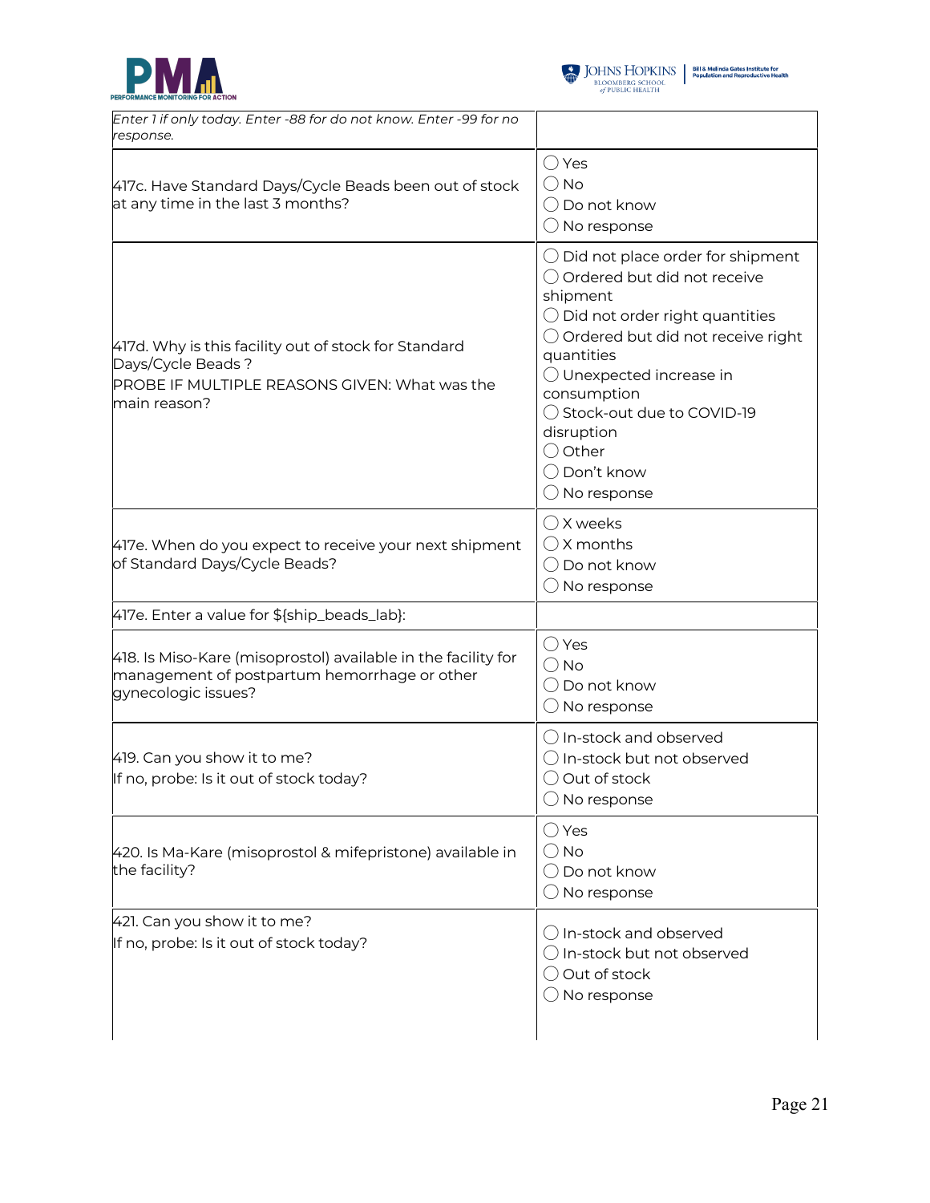| | |
|---|---|
| *Enter 1 if only today. Enter -88 for do not know. Enter -99 for no response.* | |
| 417c. Have Standard Days/Cycle Beads been out of stock at any time in the last 3 months? | ◯ Yes<br>◯ No<br>◯ Do not know<br>◯ No response |
| 417d. Why is this facility out of stock for Standard Days/Cycle Beads ?<br>PROBE IF MULTIPLE REASONS GIVEN: What was the main reason? | ◯ Did not place order for shipment<br>◯ Ordered but did not receive shipment<br>◯ Did not order right quantities<br>◯ Ordered but did not receive right quantities<br>◯ Unexpected increase in consumption<br>◯ Stock-out due to COVID-19 disruption<br>◯ Other<br>◯ Don't know<br>◯ No response |
| 417e. When do you expect to receive your next shipment of Standard Days/Cycle Beads? | ◯ X weeks<br>◯ X months<br>◯ Do not know<br>◯ No response |
| 417e. Enter a value for ${ship_beads_lab}: | |
| 418. Is Miso-Kare (misoprostol) available in the facility for management of postpartum hemorrhage or other gynecologic issues? | ◯ Yes<br>◯ No<br>◯ Do not know<br>◯ No response |
| 419. Can you show it to me?<br>If no, probe: Is it out of stock today? | ◯ In-stock and observed<br>◯ In-stock but not observed<br>◯ Out of stock<br>◯ No response |
| 420. Is Ma-Kare (misoprostol & mifepristone) available in the facility? | ◯ Yes<br>◯ No<br>◯ Do not know<br>◯ No response |
| 421. Can you show it to me?<br>If no, probe: Is it out of stock today? | ◯ In-stock and observed<br>◯ In-stock but not observed<br>◯ Out of stock<br>◯ No response |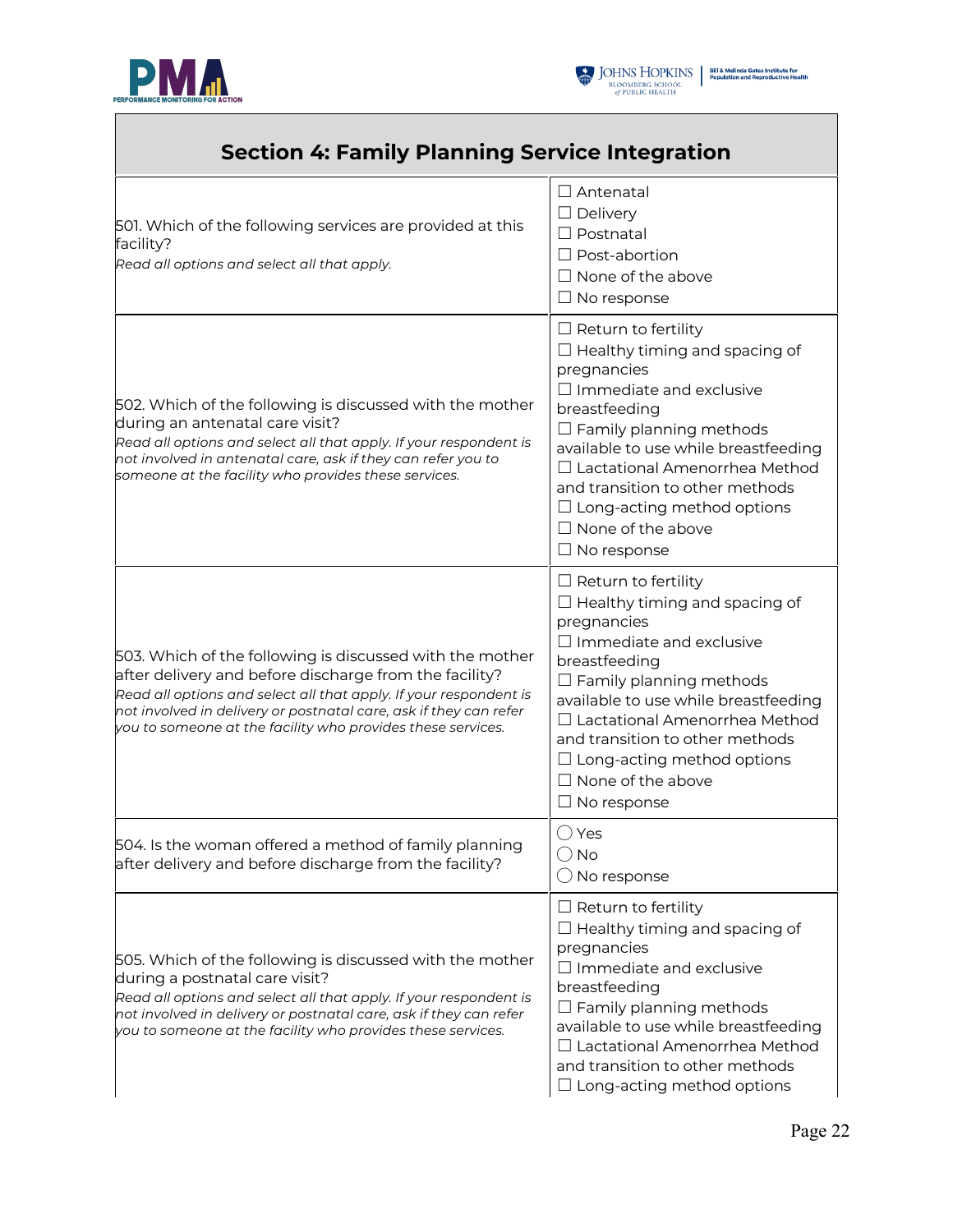## Section 4: Family Planning Service Integration

| Question | Response |
|---|---|
| 501. Which of the following services are provided at this facility?<br>*Read all options and select all that apply.* | ☐ Antenatal<br>☐ Delivery<br>☐ Postnatal<br>☐ Post-abortion<br>☐ None of the above<br>☐ No response |
| 502. Which of the following is discussed with the mother during an antenatal care visit?<br>*Read all options and select all that apply. If your respondent is not involved in antenatal care, ask if they can refer you to someone at the facility who provides these services.* | ☐ Return to fertility<br>☐ Healthy timing and spacing of pregnancies<br>☐ Immediate and exclusive breastfeeding<br>☐ Family planning methods available to use while breastfeeding<br>☐ Lactational Amenorrhea Method and transition to other methods<br>☐ Long-acting method options<br>☐ None of the above<br>☐ No response |
| 503. Which of the following is discussed with the mother after delivery and before discharge from the facility?<br>*Read all options and select all that apply. If your respondent is not involved in delivery or postnatal care, ask if they can refer you to someone at the facility who provides these services.* | ☐ Return to fertility<br>☐ Healthy timing and spacing of pregnancies<br>☐ Immediate and exclusive breastfeeding<br>☐ Family planning methods available to use while breastfeeding<br>☐ Lactational Amenorrhea Method and transition to other methods<br>☐ Long-acting method options<br>☐ None of the above<br>☐ No response |
| 504. Is the woman offered a method of family planning after delivery and before discharge from the facility? | ◯ Yes<br>◯ No<br>◯ No response |
| 505. Which of the following is discussed with the mother during a postnatal care visit?<br>*Read all options and select all that apply. If your respondent is not involved in delivery or postnatal care, ask if they can refer you to someone at the facility who provides these services.* | ☐ Return to fertility<br>☐ Healthy timing and spacing of pregnancies<br>☐ Immediate and exclusive breastfeeding<br>☐ Family planning methods available to use while breastfeeding<br>☐ Lactational Amenorrhea Method and transition to other methods<br>☐ Long-acting method options |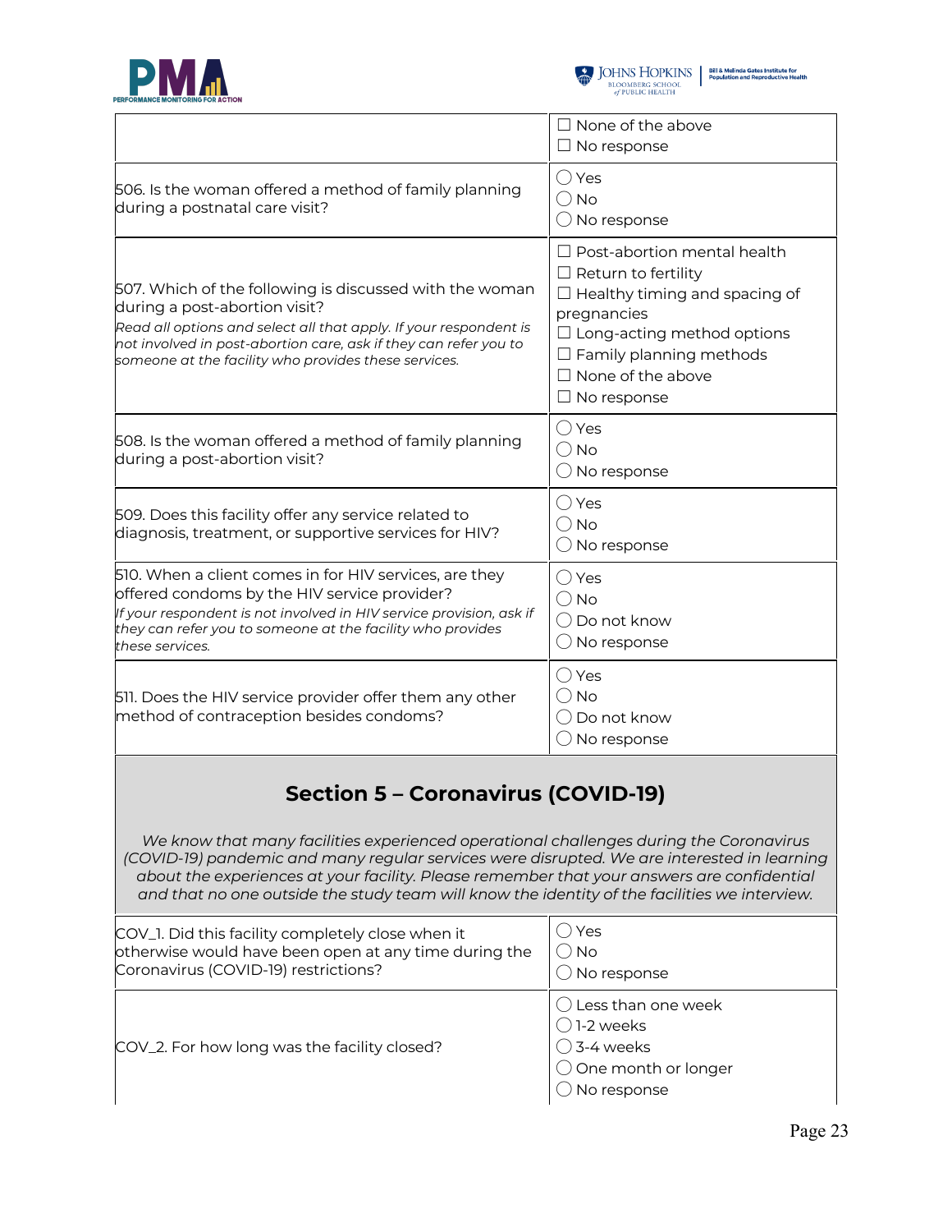| | |
|---|---|
| | ☐ None of the above<br>☐ No response |
| 506. Is the woman offered a method of family planning during a postnatal care visit? | ◯ Yes<br>◯ No<br>◯ No response |
| 507. Which of the following is discussed with the woman during a post-abortion visit?<br>*Read all options and select all that apply. If your respondent is not involved in post-abortion care, ask if they can refer you to someone at the facility who provides these services.* | ☐ Post-abortion mental health<br>☐ Return to fertility<br>☐ Healthy timing and spacing of pregnancies<br>☐ Long-acting method options<br>☐ Family planning methods<br>☐ None of the above<br>☐ No response |
| 508. Is the woman offered a method of family planning during a post-abortion visit? | ◯ Yes<br>◯ No<br>◯ No response |
| 509. Does this facility offer any service related to diagnosis, treatment, or supportive services for HIV? | ◯ Yes<br>◯ No<br>◯ No response |
| 510. When a client comes in for HIV services, are they offered condoms by the HIV service provider?<br>*If your respondent is not involved in HIV service provision, ask if they can refer you to someone at the facility who provides these services.* | ◯ Yes<br>◯ No<br>◯ Do not know<br>◯ No response |
| 511. Does the HIV service provider offer them any other method of contraception besides condoms? | ◯ Yes<br>◯ No<br>◯ Do not know<br>◯ No response |

## Section 5 – Coronavirus (COVID-19)

*We know that many facilities experienced operational challenges during the Coronavirus (COVID-19) pandemic and many regular services were disrupted. We are interested in learning about the experiences at your facility. Please remember that your answers are confidential and that no one outside the study team will know the identity of the facilities we interview.*

| | |
|---|---|
| COV_1. Did this facility completely close when it otherwise would have been open at any time during the Coronavirus (COVID-19) restrictions? | ◯ Yes<br>◯ No<br>◯ No response |
| COV_2. For how long was the facility closed? | ◯ Less than one week<br>◯ 1-2 weeks<br>◯ 3-4 weeks<br>◯ One month or longer<br>◯ No response |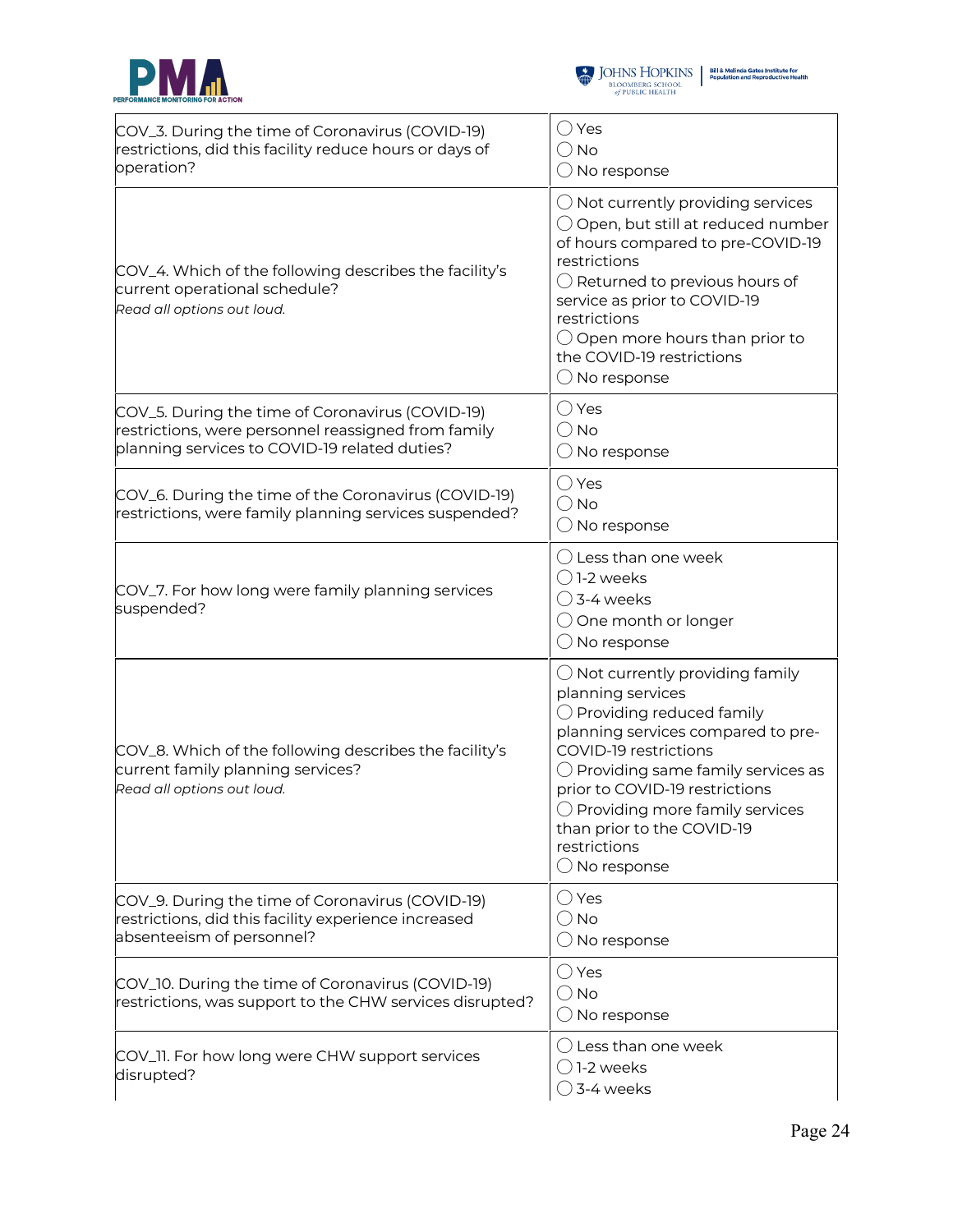| Question | Response options |
|---|---|
| COV_3. During the time of Coronavirus (COVID-19) restrictions, did this facility reduce hours or days of operation? | ◯ Yes<br>◯ No<br>◯ No response |
| COV_4. Which of the following describes the facility's current operational schedule?<br>*Read all options out loud.* | ◯ Not currently providing services<br>◯ Open, but still at reduced number of hours compared to pre-COVID-19 restrictions<br>◯ Returned to previous hours of service as prior to COVID-19 restrictions<br>◯ Open more hours than prior to the COVID-19 restrictions<br>◯ No response |
| COV_5. During the time of Coronavirus (COVID-19) restrictions, were personnel reassigned from family planning services to COVID-19 related duties? | ◯ Yes<br>◯ No<br>◯ No response |
| COV_6. During the time of the Coronavirus (COVID-19) restrictions, were family planning services suspended? | ◯ Yes<br>◯ No<br>◯ No response |
| COV_7. For how long were family planning services suspended? | ◯ Less than one week<br>◯ 1-2 weeks<br>◯ 3-4 weeks<br>◯ One month or longer<br>◯ No response |
| COV_8. Which of the following describes the facility's current family planning services?<br>*Read all options out loud.* | ◯ Not currently providing family planning services<br>◯ Providing reduced family planning services compared to pre-COVID-19 restrictions<br>◯ Providing same family services as prior to COVID-19 restrictions<br>◯ Providing more family services than prior to the COVID-19 restrictions<br>◯ No response |
| COV_9. During the time of Coronavirus (COVID-19) restrictions, did this facility experience increased absenteeism of personnel? | ◯ Yes<br>◯ No<br>◯ No response |
| COV_10. During the time of Coronavirus (COVID-19) restrictions, was support to the CHW services disrupted? | ◯ Yes<br>◯ No<br>◯ No response |
| COV_11. For how long were CHW support services disrupted? | ◯ Less than one week<br>◯ 1-2 weeks<br>◯ 3-4 weeks |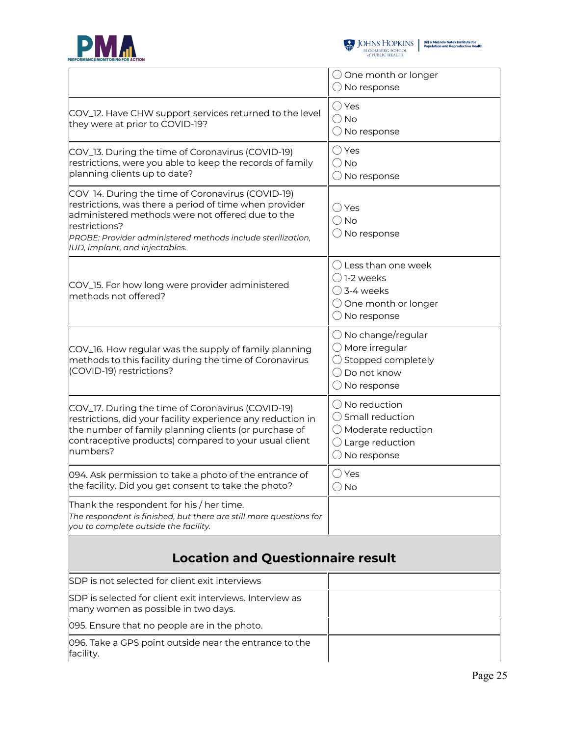| | |
|---|---|
| | ◯ One month or longer<br>◯ No response |
| COV_12. Have CHW support services returned to the level they were at prior to COVID-19? | ◯ Yes<br>◯ No<br>◯ No response |
| COV_13. During the time of Coronavirus (COVID-19) restrictions, were you able to keep the records of family planning clients up to date? | ◯ Yes<br>◯ No<br>◯ No response |
| COV_14. During the time of Coronavirus (COVID-19) restrictions, was there a period of time when provider administered methods were not offered due to the restrictions?<br>*PROBE: Provider administered methods include sterilization, IUD, implant, and injectables.* | ◯ Yes<br>◯ No<br>◯ No response |
| COV_15. For how long were provider administered methods not offered? | ◯ Less than one week<br>◯ 1-2 weeks<br>◯ 3-4 weeks<br>◯ One month or longer<br>◯ No response |
| COV_16. How regular was the supply of family planning methods to this facility during the time of Coronavirus (COVID-19) restrictions? | ◯ No change/regular<br>◯ More irregular<br>◯ Stopped completely<br>◯ Do not know<br>◯ No response |
| COV_17. During the time of Coronavirus (COVID-19) restrictions, did your facility experience any reduction in the number of family planning clients (or purchase of contraceptive products) compared to your usual client numbers? | ◯ No reduction<br>◯ Small reduction<br>◯ Moderate reduction<br>◯ Large reduction<br>◯ No response |
| 094. Ask permission to take a photo of the entrance of the facility. Did you get consent to take the photo? | ◯ Yes<br>◯ No |
| Thank the respondent for his / her time.<br>*The respondent is finished, but there are still more questions for you to complete outside the facility.* | |

## Location and Questionnaire result

| | |
|---|---|
| SDP is not selected for client exit interviews | |
| SDP is selected for client exit interviews. Interview as many women as possible in two days. | |
| 095. Ensure that no people are in the photo. | |
| 096. Take a GPS point outside near the entrance to the facility. | |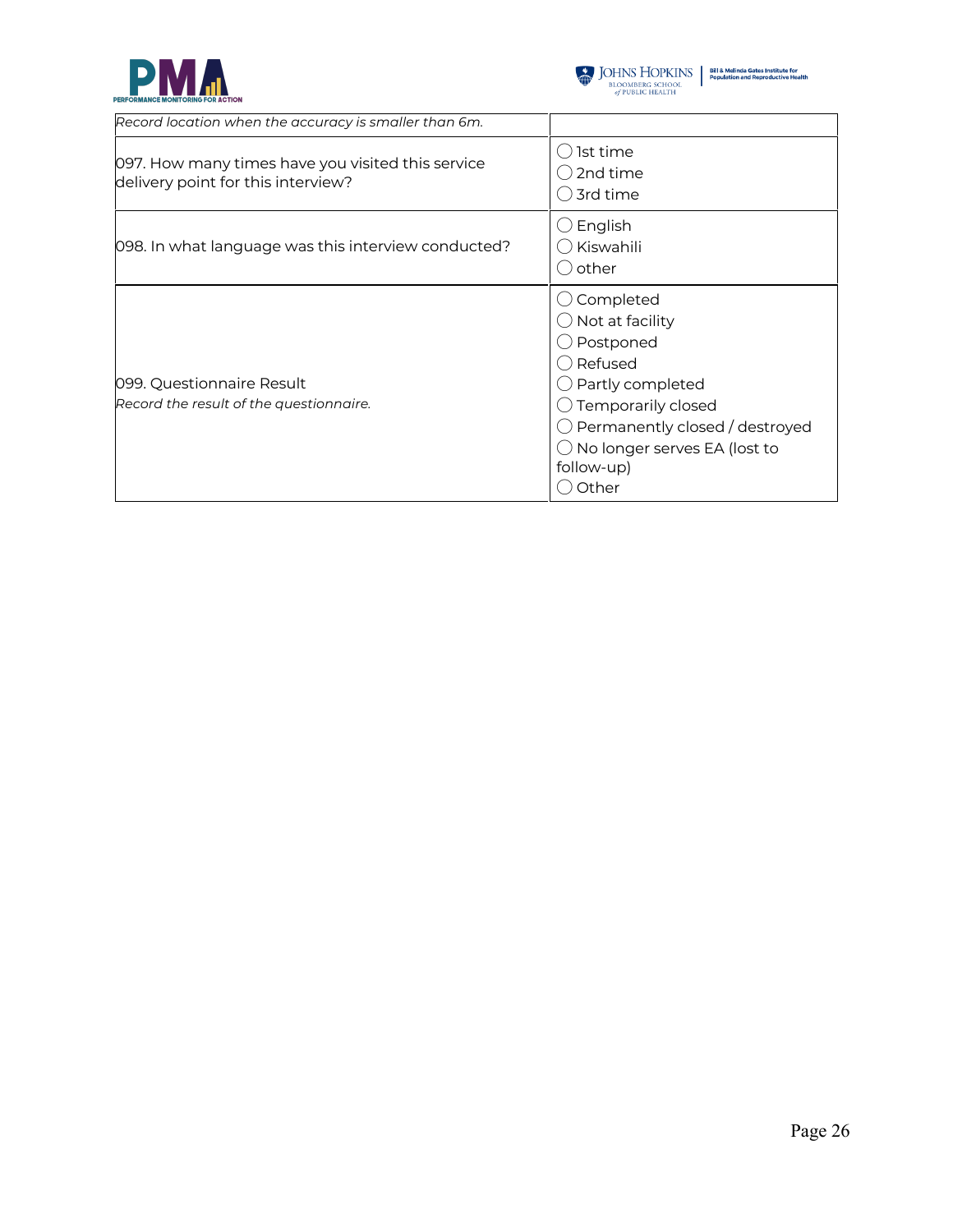| | |
|---|---|
| *Record location when the accuracy is smaller than 6m.* | |
| 097. How many times have you visited this service delivery point for this interview? | ◯ 1st time<br>◯ 2nd time<br>◯ 3rd time |
| 098. In what language was this interview conducted? | ◯ English<br>◯ Kiswahili<br>◯ other |
| 099. Questionnaire Result<br>*Record the result of the questionnaire.* | ◯ Completed<br>◯ Not at facility<br>◯ Postponed<br>◯ Refused<br>◯ Partly completed<br>◯ Temporarily closed<br>◯ Permanently closed / destroyed<br>◯ No longer serves EA (lost to follow-up)<br>◯ Other |